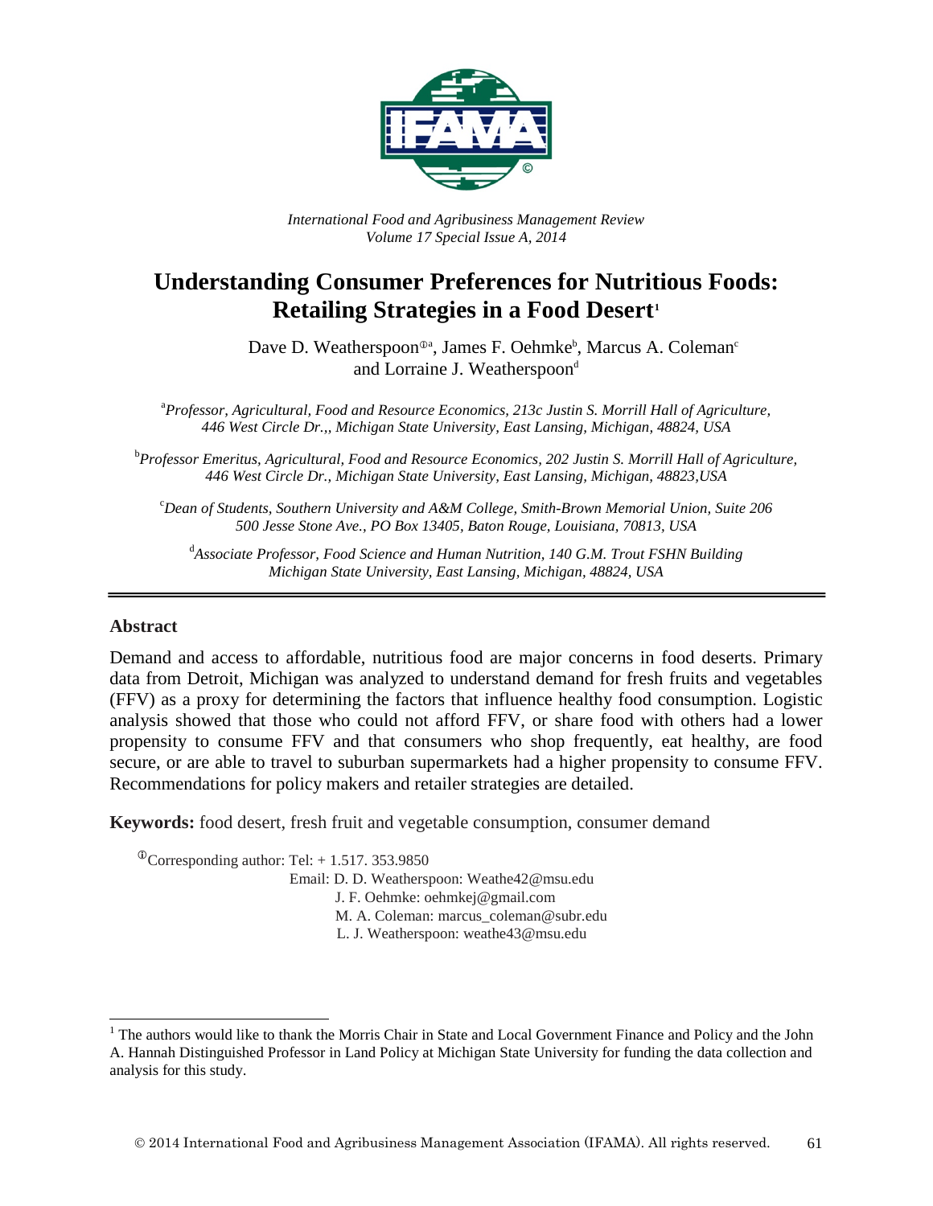*International Food and Agribusiness Management Review*
*Volume 17 Special Issue A, 2014*

# Understanding Consumer Preferences for Nutritious Foods: Retailing Strategies in a Food Desert[1]

Dave D. Weatherspoon[ⓘa], James F. Oehmke[b], Marcus A. Coleman[c] and Lorraine J. Weatherspoon[d]

[a]*Professor, Agricultural, Food and Resource Economics, 213c Justin S. Morrill Hall of Agriculture, 446 West Circle Dr.,, Michigan State University, East Lansing, Michigan, 48824, USA*

[b]*Professor Emeritus, Agricultural, Food and Resource Economics, 202 Justin S. Morrill Hall of Agriculture, 446 West Circle Dr., Michigan State University, East Lansing, Michigan, 48823,USA*

[c]*Dean of Students, Southern University and A&M College, Smith-Brown Memorial Union, Suite 206 500 Jesse Stone Ave., PO Box 13405, Baton Rouge, Louisiana, 70813, USA*

[d]*Associate Professor, Food Science and Human Nutrition, 140 G.M. Trout FSHN Building Michigan State University, East Lansing, Michigan, 48824, USA*

---

## Abstract

Demand and access to affordable, nutritious food are major concerns in food deserts. Primary data from Detroit, Michigan was analyzed to understand demand for fresh fruits and vegetables (FFV) as a proxy for determining the factors that influence healthy food consumption. Logistic analysis showed that those who could not afford FFV, or share food with others had a lower propensity to consume FFV and that consumers who shop frequently, eat healthy, are food secure, or are able to travel to suburban supermarkets had a higher propensity to consume FFV. Recommendations for policy makers and retailer strategies are detailed.

**Keywords:** food desert, fresh fruit and vegetable consumption, consumer demand

ⓘCorresponding author: Tel: + 1.517. 353.9850
Email: D. D. Weatherspoon: Weathe42@msu.edu
J. F. Oehmke: oehmkej@gmail.com
M. A. Coleman: marcus_coleman@subr.edu
L. J. Weatherspoon: weathe43@msu.edu

[1] The authors would like to thank the Morris Chair in State and Local Government Finance and Policy and the John A. Hannah Distinguished Professor in Land Policy at Michigan State University for funding the data collection and analysis for this study.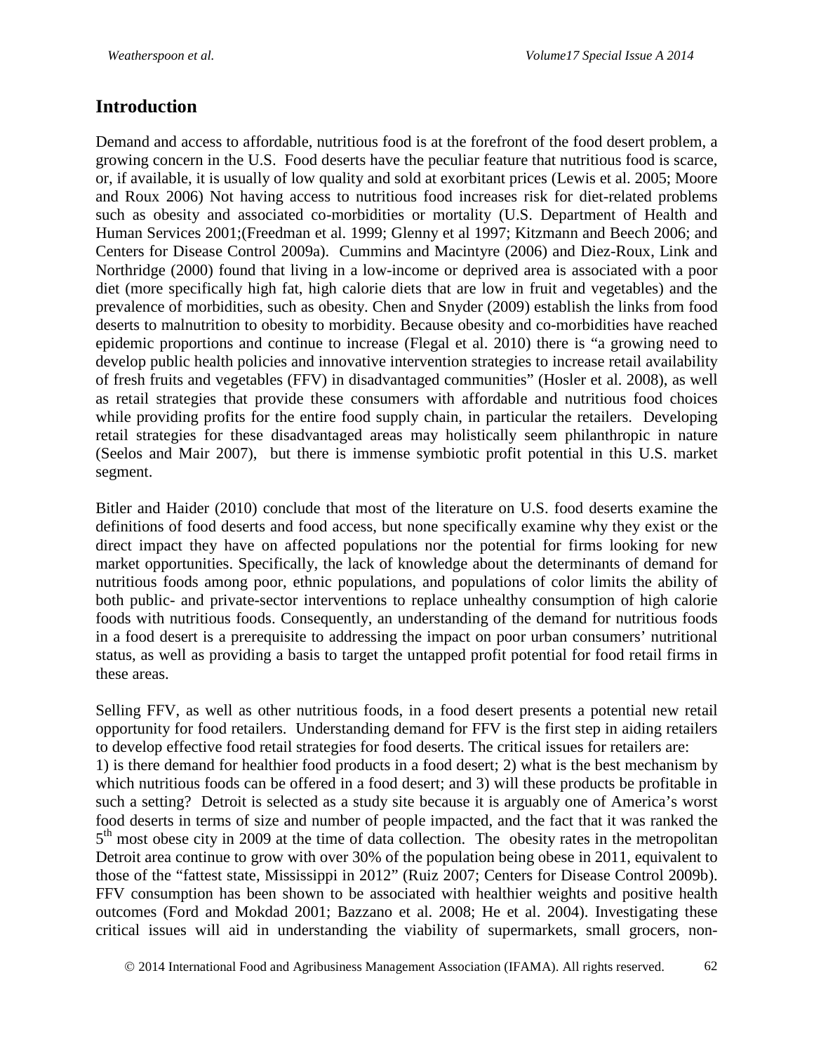## Introduction

Demand and access to affordable, nutritious food is at the forefront of the food desert problem, a growing concern in the U.S. Food deserts have the peculiar feature that nutritious food is scarce, or, if available, it is usually of low quality and sold at exorbitant prices (Lewis et al. 2005; Moore and Roux 2006) Not having access to nutritious food increases risk for diet-related problems such as obesity and associated co-morbidities or mortality (U.S. Department of Health and Human Services 2001;(Freedman et al. 1999; Glenny et al 1997; Kitzmann and Beech 2006; and Centers for Disease Control 2009a). Cummins and Macintyre (2006) and Diez-Roux, Link and Northridge (2000) found that living in a low-income or deprived area is associated with a poor diet (more specifically high fat, high calorie diets that are low in fruit and vegetables) and the prevalence of morbidities, such as obesity. Chen and Snyder (2009) establish the links from food deserts to malnutrition to obesity to morbidity. Because obesity and co-morbidities have reached epidemic proportions and continue to increase (Flegal et al. 2010) there is "a growing need to develop public health policies and innovative intervention strategies to increase retail availability of fresh fruits and vegetables (FFV) in disadvantaged communities" (Hosler et al. 2008), as well as retail strategies that provide these consumers with affordable and nutritious food choices while providing profits for the entire food supply chain, in particular the retailers. Developing retail strategies for these disadvantaged areas may holistically seem philanthropic in nature (Seelos and Mair 2007), but there is immense symbiotic profit potential in this U.S. market segment.

Bitler and Haider (2010) conclude that most of the literature on U.S. food deserts examine the definitions of food deserts and food access, but none specifically examine why they exist or the direct impact they have on affected populations nor the potential for firms looking for new market opportunities. Specifically, the lack of knowledge about the determinants of demand for nutritious foods among poor, ethnic populations, and populations of color limits the ability of both public- and private-sector interventions to replace unhealthy consumption of high calorie foods with nutritious foods. Consequently, an understanding of the demand for nutritious foods in a food desert is a prerequisite to addressing the impact on poor urban consumers' nutritional status, as well as providing a basis to target the untapped profit potential for food retail firms in these areas.

Selling FFV, as well as other nutritious foods, in a food desert presents a potential new retail opportunity for food retailers. Understanding demand for FFV is the first step in aiding retailers to develop effective food retail strategies for food deserts. The critical issues for retailers are:
1) is there demand for healthier food products in a food desert; 2) what is the best mechanism by which nutritious foods can be offered in a food desert; and 3) will these products be profitable in such a setting? Detroit is selected as a study site because it is arguably one of America's worst food deserts in terms of size and number of people impacted, and the fact that it was ranked the 5th most obese city in 2009 at the time of data collection. The obesity rates in the metropolitan Detroit area continue to grow with over 30% of the population being obese in 2011, equivalent to those of the "fattest state, Mississippi in 2012" (Ruiz 2007; Centers for Disease Control 2009b). FFV consumption has been shown to be associated with healthier weights and positive health outcomes (Ford and Mokdad 2001; Bazzano et al. 2008; He et al. 2004). Investigating these critical issues will aid in understanding the viability of supermarkets, small grocers, non-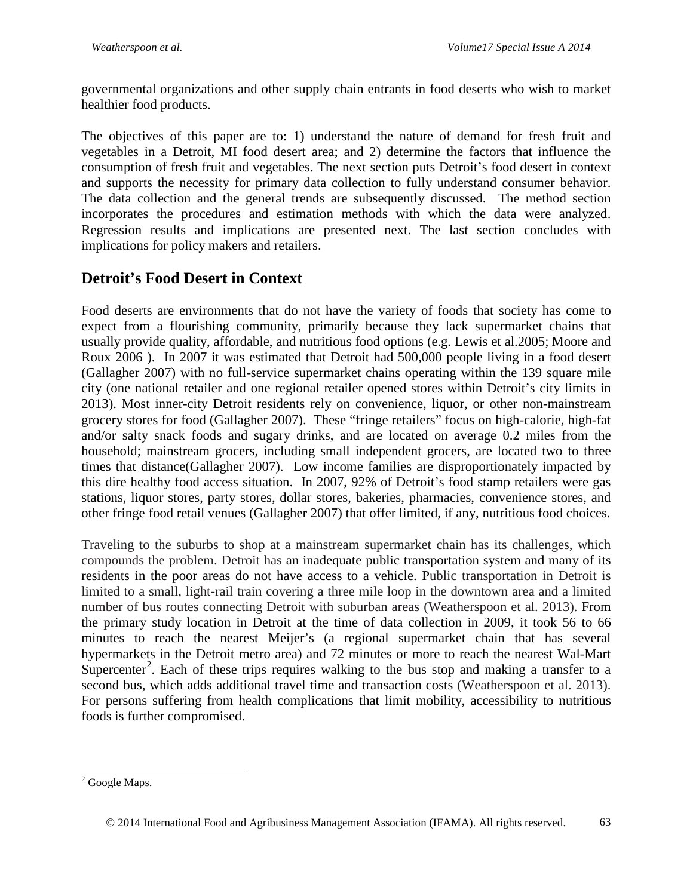governmental organizations and other supply chain entrants in food deserts who wish to market healthier food products.

The objectives of this paper are to: 1) understand the nature of demand for fresh fruit and vegetables in a Detroit, MI food desert area; and 2) determine the factors that influence the consumption of fresh fruit and vegetables. The next section puts Detroit's food desert in context and supports the necessity for primary data collection to fully understand consumer behavior. The data collection and the general trends are subsequently discussed. The method section incorporates the procedures and estimation methods with which the data were analyzed. Regression results and implications are presented next. The last section concludes with implications for policy makers and retailers.

## Detroit's Food Desert in Context

Food deserts are environments that do not have the variety of foods that society has come to expect from a flourishing community, primarily because they lack supermarket chains that usually provide quality, affordable, and nutritious food options (e.g. Lewis et al.2005; Moore and Roux 2006 ). In 2007 it was estimated that Detroit had 500,000 people living in a food desert (Gallagher 2007) with no full-service supermarket chains operating within the 139 square mile city (one national retailer and one regional retailer opened stores within Detroit's city limits in 2013). Most inner-city Detroit residents rely on convenience, liquor, or other non-mainstream grocery stores for food (Gallagher 2007). These "fringe retailers" focus on high-calorie, high-fat and/or salty snack foods and sugary drinks, and are located on average 0.2 miles from the household; mainstream grocers, including small independent grocers, are located two to three times that distance(Gallagher 2007). Low income families are disproportionately impacted by this dire healthy food access situation. In 2007, 92% of Detroit's food stamp retailers were gas stations, liquor stores, party stores, dollar stores, bakeries, pharmacies, convenience stores, and other fringe food retail venues (Gallagher 2007) that offer limited, if any, nutritious food choices.

Traveling to the suburbs to shop at a mainstream supermarket chain has its challenges, which compounds the problem. Detroit has an inadequate public transportation system and many of its residents in the poor areas do not have access to a vehicle. Public transportation in Detroit is limited to a small, light-rail train covering a three mile loop in the downtown area and a limited number of bus routes connecting Detroit with suburban areas (Weatherspoon et al. 2013). From the primary study location in Detroit at the time of data collection in 2009, it took 56 to 66 minutes to reach the nearest Meijer's (a regional supermarket chain that has several hypermarkets in the Detroit metro area) and 72 minutes or more to reach the nearest Wal-Mart Supercenter[2]. Each of these trips requires walking to the bus stop and making a transfer to a second bus, which adds additional travel time and transaction costs (Weatherspoon et al. 2013). For persons suffering from health complications that limit mobility, accessibility to nutritious foods is further compromised.

[2] Google Maps.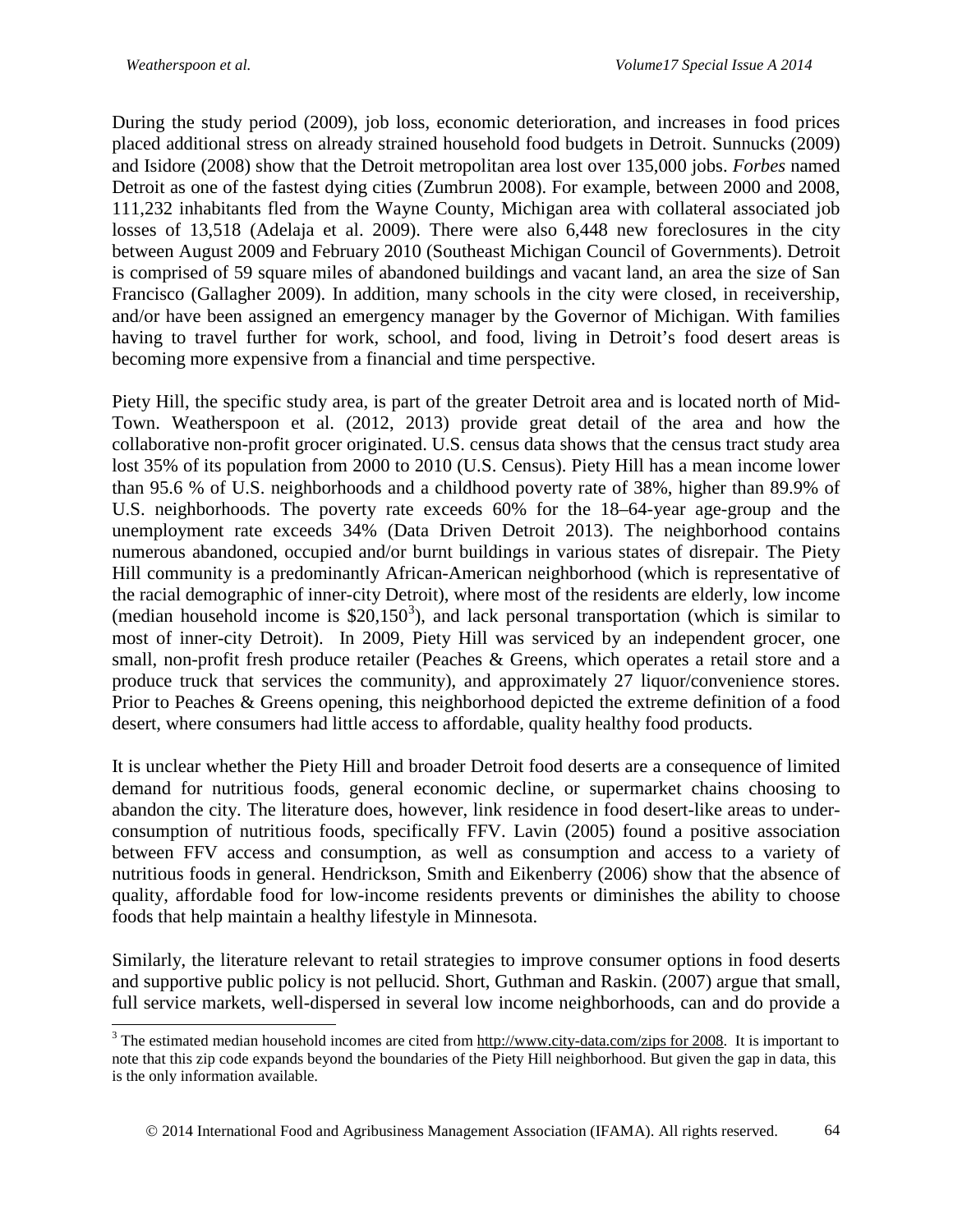During the study period (2009), job loss, economic deterioration, and increases in food prices placed additional stress on already strained household food budgets in Detroit. Sunnucks (2009) and Isidore (2008) show that the Detroit metropolitan area lost over 135,000 jobs. *Forbes* named Detroit as one of the fastest dying cities (Zumbrun 2008). For example, between 2000 and 2008, 111,232 inhabitants fled from the Wayne County, Michigan area with collateral associated job losses of 13,518 (Adelaja et al. 2009). There were also 6,448 new foreclosures in the city between August 2009 and February 2010 (Southeast Michigan Council of Governments). Detroit is comprised of 59 square miles of abandoned buildings and vacant land, an area the size of San Francisco (Gallagher 2009). In addition, many schools in the city were closed, in receivership, and/or have been assigned an emergency manager by the Governor of Michigan. With families having to travel further for work, school, and food, living in Detroit's food desert areas is becoming more expensive from a financial and time perspective.

Piety Hill, the specific study area, is part of the greater Detroit area and is located north of Mid-Town. Weatherspoon et al. (2012, 2013) provide great detail of the area and how the collaborative non-profit grocer originated. U.S. census data shows that the census tract study area lost 35% of its population from 2000 to 2010 (U.S. Census). Piety Hill has a mean income lower than 95.6 % of U.S. neighborhoods and a childhood poverty rate of 38%, higher than 89.9% of U.S. neighborhoods. The poverty rate exceeds 60% for the 18–64-year age-group and the unemployment rate exceeds 34% (Data Driven Detroit 2013). The neighborhood contains numerous abandoned, occupied and/or burnt buildings in various states of disrepair. The Piety Hill community is a predominantly African-American neighborhood (which is representative of the racial demographic of inner-city Detroit), where most of the residents are elderly, low income (median household income is $20,150[3]), and lack personal transportation (which is similar to most of inner-city Detroit). In 2009, Piety Hill was serviced by an independent grocer, one small, non-profit fresh produce retailer (Peaches & Greens, which operates a retail store and a produce truck that services the community), and approximately 27 liquor/convenience stores. Prior to Peaches & Greens opening, this neighborhood depicted the extreme definition of a food desert, where consumers had little access to affordable, quality healthy food products.

It is unclear whether the Piety Hill and broader Detroit food deserts are a consequence of limited demand for nutritious foods, general economic decline, or supermarket chains choosing to abandon the city. The literature does, however, link residence in food desert-like areas to under-consumption of nutritious foods, specifically FFV. Lavin (2005) found a positive association between FFV access and consumption, as well as consumption and access to a variety of nutritious foods in general. Hendrickson, Smith and Eikenberry (2006) show that the absence of quality, affordable food for low-income residents prevents or diminishes the ability to choose foods that help maintain a healthy lifestyle in Minnesota.

Similarly, the literature relevant to retail strategies to improve consumer options in food deserts and supportive public policy is not pellucid. Short, Guthman and Raskin. (2007) argue that small, full service markets, well-dispersed in several low income neighborhoods, can and do provide a

---

[3] The estimated median household incomes are cited from http://www.city-data.com/zips for 2008. It is important to note that this zip code expands beyond the boundaries of the Piety Hill neighborhood. But given the gap in data, this is the only information available.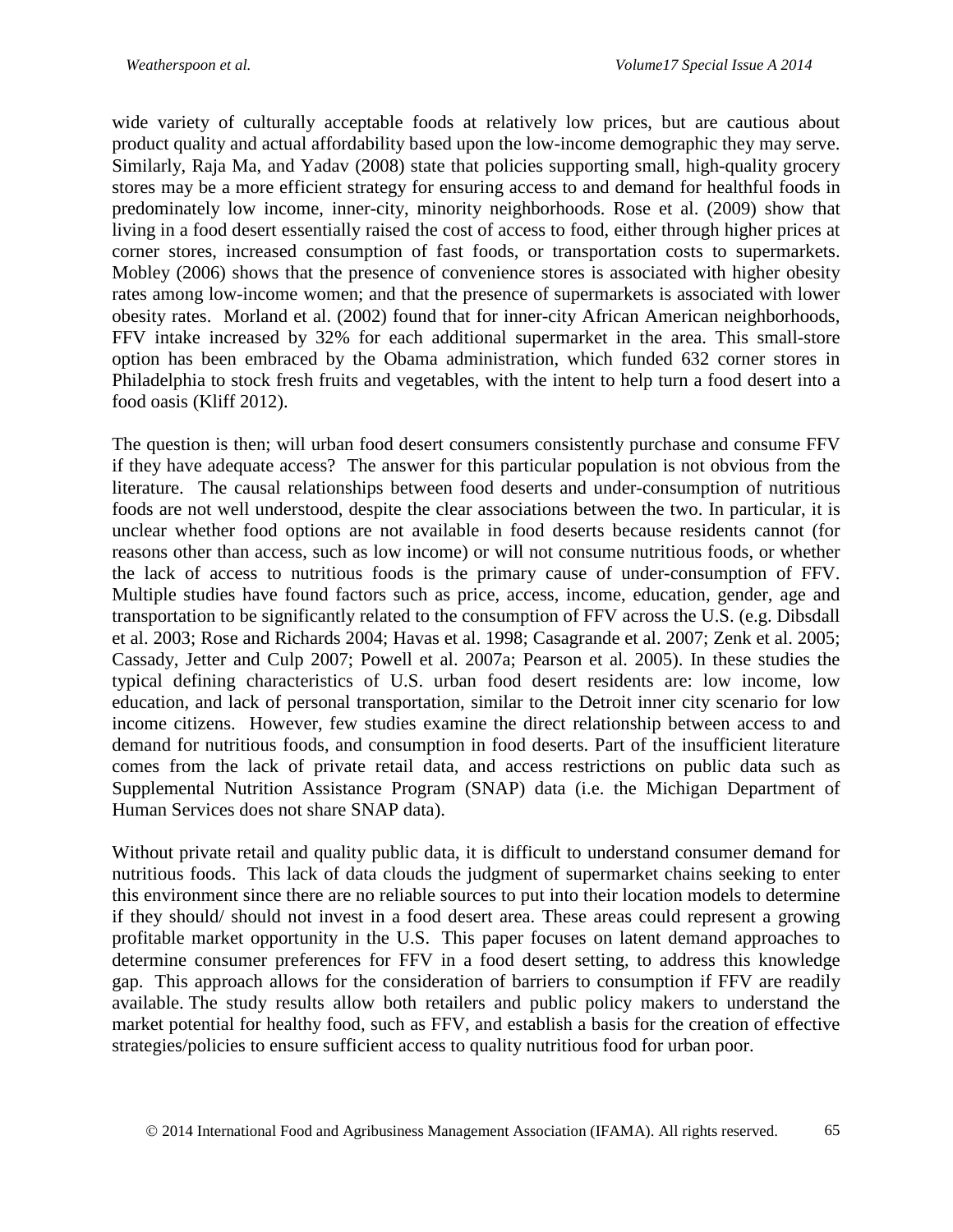wide variety of culturally acceptable foods at relatively low prices, but are cautious about product quality and actual affordability based upon the low-income demographic they may serve. Similarly, Raja Ma, and Yadav (2008) state that policies supporting small, high-quality grocery stores may be a more efficient strategy for ensuring access to and demand for healthful foods in predominately low income, inner-city, minority neighborhoods. Rose et al. (2009) show that living in a food desert essentially raised the cost of access to food, either through higher prices at corner stores, increased consumption of fast foods, or transportation costs to supermarkets. Mobley (2006) shows that the presence of convenience stores is associated with higher obesity rates among low-income women; and that the presence of supermarkets is associated with lower obesity rates. Morland et al. (2002) found that for inner-city African American neighborhoods, FFV intake increased by 32% for each additional supermarket in the area. This small-store option has been embraced by the Obama administration, which funded 632 corner stores in Philadelphia to stock fresh fruits and vegetables, with the intent to help turn a food desert into a food oasis (Kliff 2012).

The question is then; will urban food desert consumers consistently purchase and consume FFV if they have adequate access? The answer for this particular population is not obvious from the literature. The causal relationships between food deserts and under-consumption of nutritious foods are not well understood, despite the clear associations between the two. In particular, it is unclear whether food options are not available in food deserts because residents cannot (for reasons other than access, such as low income) or will not consume nutritious foods, or whether the lack of access to nutritious foods is the primary cause of under-consumption of FFV. Multiple studies have found factors such as price, access, income, education, gender, age and transportation to be significantly related to the consumption of FFV across the U.S. (e.g. Dibsdall et al. 2003; Rose and Richards 2004; Havas et al. 1998; Casagrande et al. 2007; Zenk et al. 2005; Cassady, Jetter and Culp 2007; Powell et al. 2007a; Pearson et al. 2005). In these studies the typical defining characteristics of U.S. urban food desert residents are: low income, low education, and lack of personal transportation, similar to the Detroit inner city scenario for low income citizens. However, few studies examine the direct relationship between access to and demand for nutritious foods, and consumption in food deserts. Part of the insufficient literature comes from the lack of private retail data, and access restrictions on public data such as Supplemental Nutrition Assistance Program (SNAP) data (i.e. the Michigan Department of Human Services does not share SNAP data).

Without private retail and quality public data, it is difficult to understand consumer demand for nutritious foods. This lack of data clouds the judgment of supermarket chains seeking to enter this environment since there are no reliable sources to put into their location models to determine if they should/ should not invest in a food desert area. These areas could represent a growing profitable market opportunity in the U.S. This paper focuses on latent demand approaches to determine consumer preferences for FFV in a food desert setting, to address this knowledge gap. This approach allows for the consideration of barriers to consumption if FFV are readily available. The study results allow both retailers and public policy makers to understand the market potential for healthy food, such as FFV, and establish a basis for the creation of effective strategies/policies to ensure sufficient access to quality nutritious food for urban poor.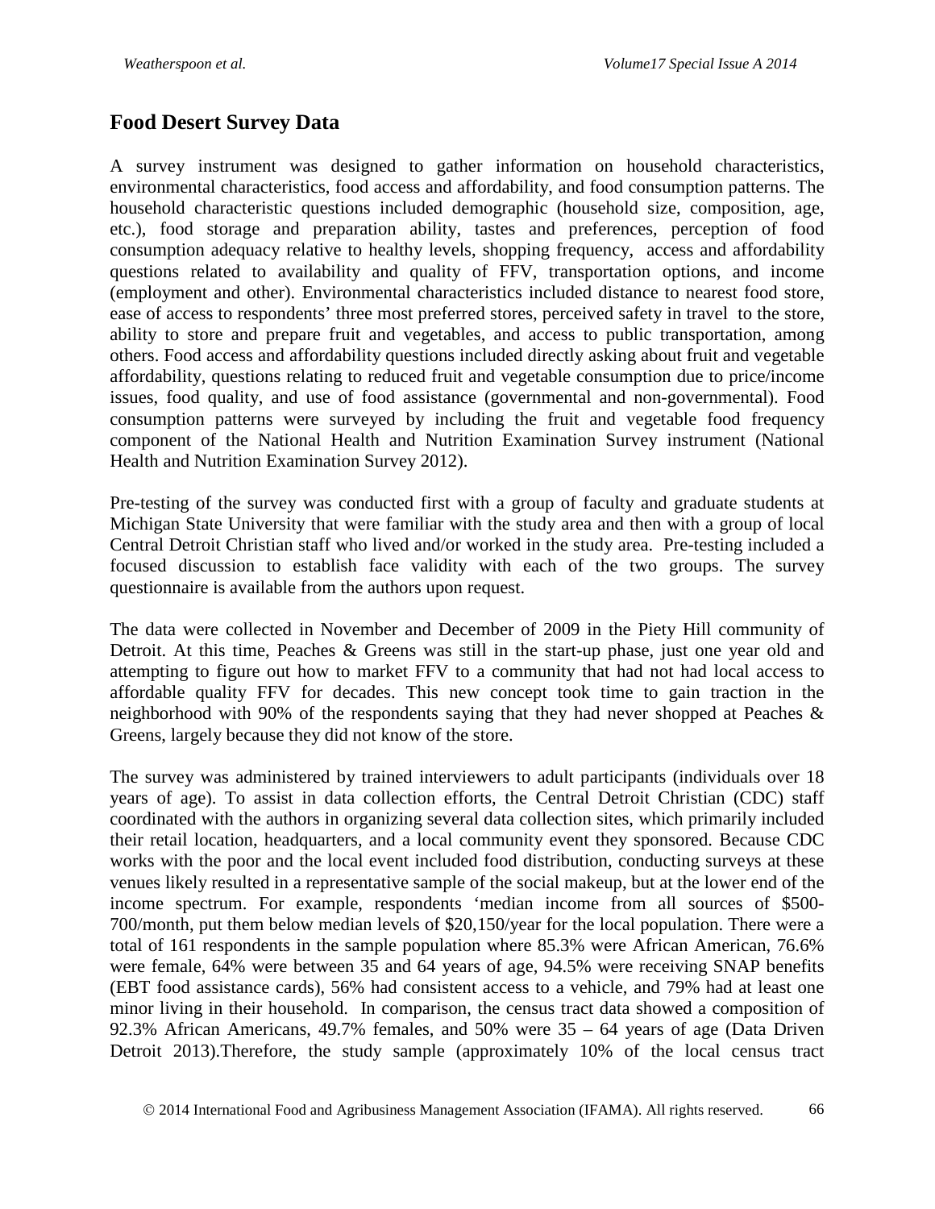## Food Desert Survey Data

A survey instrument was designed to gather information on household characteristics, environmental characteristics, food access and affordability, and food consumption patterns. The household characteristic questions included demographic (household size, composition, age, etc.), food storage and preparation ability, tastes and preferences, perception of food consumption adequacy relative to healthy levels, shopping frequency, access and affordability questions related to availability and quality of FFV, transportation options, and income (employment and other). Environmental characteristics included distance to nearest food store, ease of access to respondents' three most preferred stores, perceived safety in travel to the store, ability to store and prepare fruit and vegetables, and access to public transportation, among others. Food access and affordability questions included directly asking about fruit and vegetable affordability, questions relating to reduced fruit and vegetable consumption due to price/income issues, food quality, and use of food assistance (governmental and non-governmental). Food consumption patterns were surveyed by including the fruit and vegetable food frequency component of the National Health and Nutrition Examination Survey instrument (National Health and Nutrition Examination Survey 2012).

Pre-testing of the survey was conducted first with a group of faculty and graduate students at Michigan State University that were familiar with the study area and then with a group of local Central Detroit Christian staff who lived and/or worked in the study area. Pre-testing included a focused discussion to establish face validity with each of the two groups. The survey questionnaire is available from the authors upon request.

The data were collected in November and December of 2009 in the Piety Hill community of Detroit. At this time, Peaches & Greens was still in the start-up phase, just one year old and attempting to figure out how to market FFV to a community that had not had local access to affordable quality FFV for decades. This new concept took time to gain traction in the neighborhood with 90% of the respondents saying that they had never shopped at Peaches & Greens, largely because they did not know of the store.

The survey was administered by trained interviewers to adult participants (individuals over 18 years of age). To assist in data collection efforts, the Central Detroit Christian (CDC) staff coordinated with the authors in organizing several data collection sites, which primarily included their retail location, headquarters, and a local community event they sponsored. Because CDC works with the poor and the local event included food distribution, conducting surveys at these venues likely resulted in a representative sample of the social makeup, but at the lower end of the income spectrum. For example, respondents 'median income from all sources of $500-700/month, put them below median levels of $20,150/year for the local population. There were a total of 161 respondents in the sample population where 85.3% were African American, 76.6% were female, 64% were between 35 and 64 years of age, 94.5% were receiving SNAP benefits (EBT food assistance cards), 56% had consistent access to a vehicle, and 79% had at least one minor living in their household. In comparison, the census tract data showed a composition of 92.3% African Americans, 49.7% females, and 50% were 35 – 64 years of age (Data Driven Detroit 2013).Therefore, the study sample (approximately 10% of the local census tract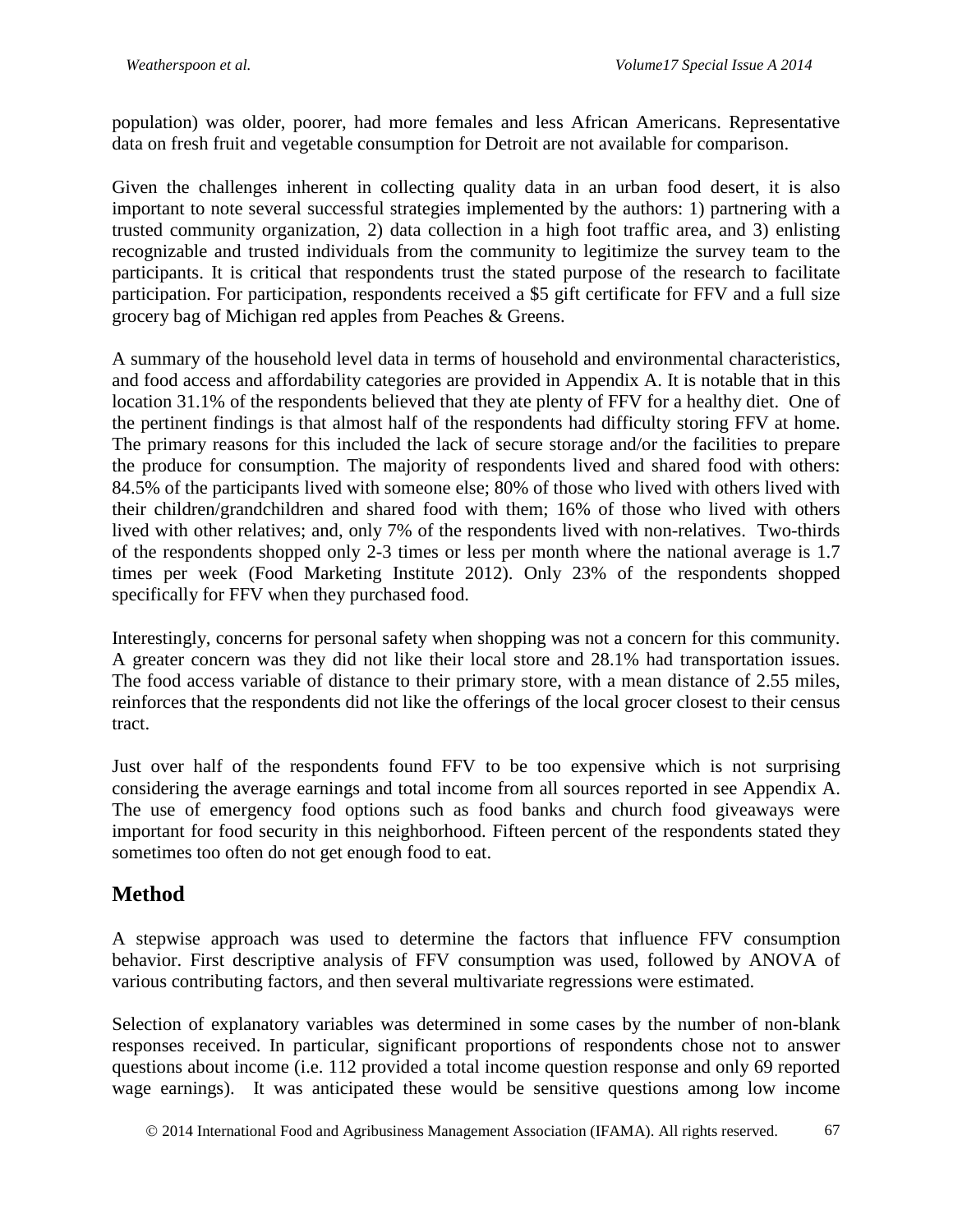population) was older, poorer, had more females and less African Americans. Representative data on fresh fruit and vegetable consumption for Detroit are not available for comparison.

Given the challenges inherent in collecting quality data in an urban food desert, it is also important to note several successful strategies implemented by the authors: 1) partnering with a trusted community organization, 2) data collection in a high foot traffic area, and 3) enlisting recognizable and trusted individuals from the community to legitimize the survey team to the participants. It is critical that respondents trust the stated purpose of the research to facilitate participation. For participation, respondents received a $5 gift certificate for FFV and a full size grocery bag of Michigan red apples from Peaches & Greens.

A summary of the household level data in terms of household and environmental characteristics, and food access and affordability categories are provided in Appendix A. It is notable that in this location 31.1% of the respondents believed that they ate plenty of FFV for a healthy diet. One of the pertinent findings is that almost half of the respondents had difficulty storing FFV at home. The primary reasons for this included the lack of secure storage and/or the facilities to prepare the produce for consumption. The majority of respondents lived and shared food with others: 84.5% of the participants lived with someone else; 80% of those who lived with others lived with their children/grandchildren and shared food with them; 16% of those who lived with others lived with other relatives; and, only 7% of the respondents lived with non-relatives. Two-thirds of the respondents shopped only 2-3 times or less per month where the national average is 1.7 times per week (Food Marketing Institute 2012). Only 23% of the respondents shopped specifically for FFV when they purchased food.

Interestingly, concerns for personal safety when shopping was not a concern for this community. A greater concern was they did not like their local store and 28.1% had transportation issues. The food access variable of distance to their primary store, with a mean distance of 2.55 miles, reinforces that the respondents did not like the offerings of the local grocer closest to their census tract.

Just over half of the respondents found FFV to be too expensive which is not surprising considering the average earnings and total income from all sources reported in see Appendix A. The use of emergency food options such as food banks and church food giveaways were important for food security in this neighborhood. Fifteen percent of the respondents stated they sometimes too often do not get enough food to eat.

## Method

A stepwise approach was used to determine the factors that influence FFV consumption behavior. First descriptive analysis of FFV consumption was used, followed by ANOVA of various contributing factors, and then several multivariate regressions were estimated.

Selection of explanatory variables was determined in some cases by the number of non-blank responses received. In particular, significant proportions of respondents chose not to answer questions about income (i.e. 112 provided a total income question response and only 69 reported wage earnings). It was anticipated these would be sensitive questions among low income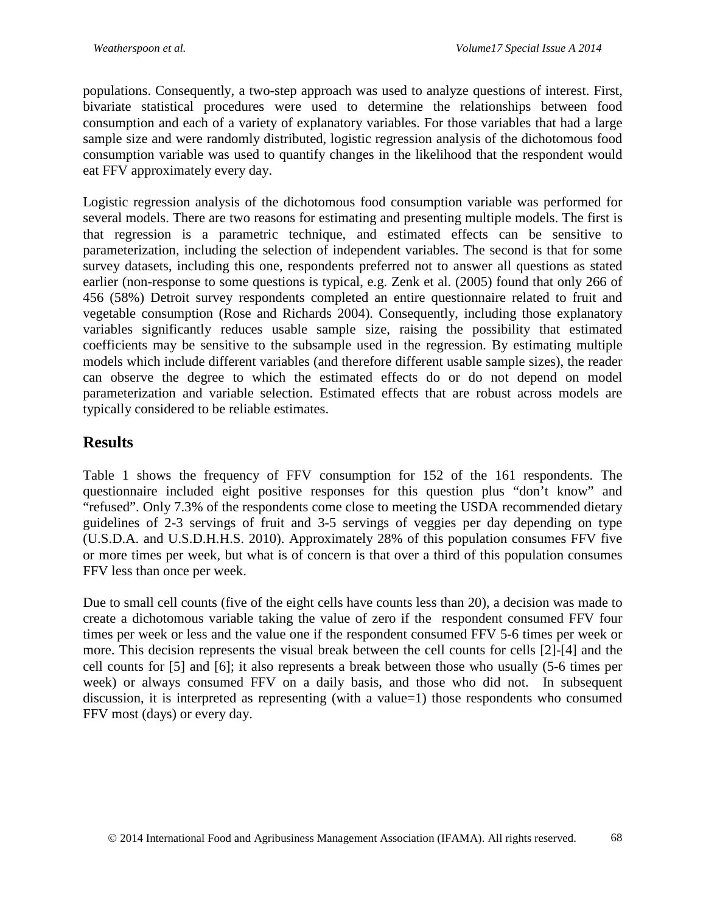populations. Consequently, a two-step approach was used to analyze questions of interest. First, bivariate statistical procedures were used to determine the relationships between food consumption and each of a variety of explanatory variables. For those variables that had a large sample size and were randomly distributed, logistic regression analysis of the dichotomous food consumption variable was used to quantify changes in the likelihood that the respondent would eat FFV approximately every day.

Logistic regression analysis of the dichotomous food consumption variable was performed for several models. There are two reasons for estimating and presenting multiple models. The first is that regression is a parametric technique, and estimated effects can be sensitive to parameterization, including the selection of independent variables. The second is that for some survey datasets, including this one, respondents preferred not to answer all questions as stated earlier (non-response to some questions is typical, e.g. Zenk et al. (2005) found that only 266 of 456 (58%) Detroit survey respondents completed an entire questionnaire related to fruit and vegetable consumption (Rose and Richards 2004). Consequently, including those explanatory variables significantly reduces usable sample size, raising the possibility that estimated coefficients may be sensitive to the subsample used in the regression. By estimating multiple models which include different variables (and therefore different usable sample sizes), the reader can observe the degree to which the estimated effects do or do not depend on model parameterization and variable selection. Estimated effects that are robust across models are typically considered to be reliable estimates.

## Results

Table 1 shows the frequency of FFV consumption for 152 of the 161 respondents. The questionnaire included eight positive responses for this question plus "don't know" and "refused". Only 7.3% of the respondents come close to meeting the USDA recommended dietary guidelines of 2-3 servings of fruit and 3-5 servings of veggies per day depending on type (U.S.D.A. and U.S.D.H.H.S. 2010). Approximately 28% of this population consumes FFV five or more times per week, but what is of concern is that over a third of this population consumes FFV less than once per week.

Due to small cell counts (five of the eight cells have counts less than 20), a decision was made to create a dichotomous variable taking the value of zero if the respondent consumed FFV four times per week or less and the value one if the respondent consumed FFV 5-6 times per week or more. This decision represents the visual break between the cell counts for cells [2]-[4] and the cell counts for [5] and [6]; it also represents a break between those who usually (5-6 times per week) or always consumed FFV on a daily basis, and those who did not. In subsequent discussion, it is interpreted as representing (with a value=1) those respondents who consumed FFV most (days) or every day.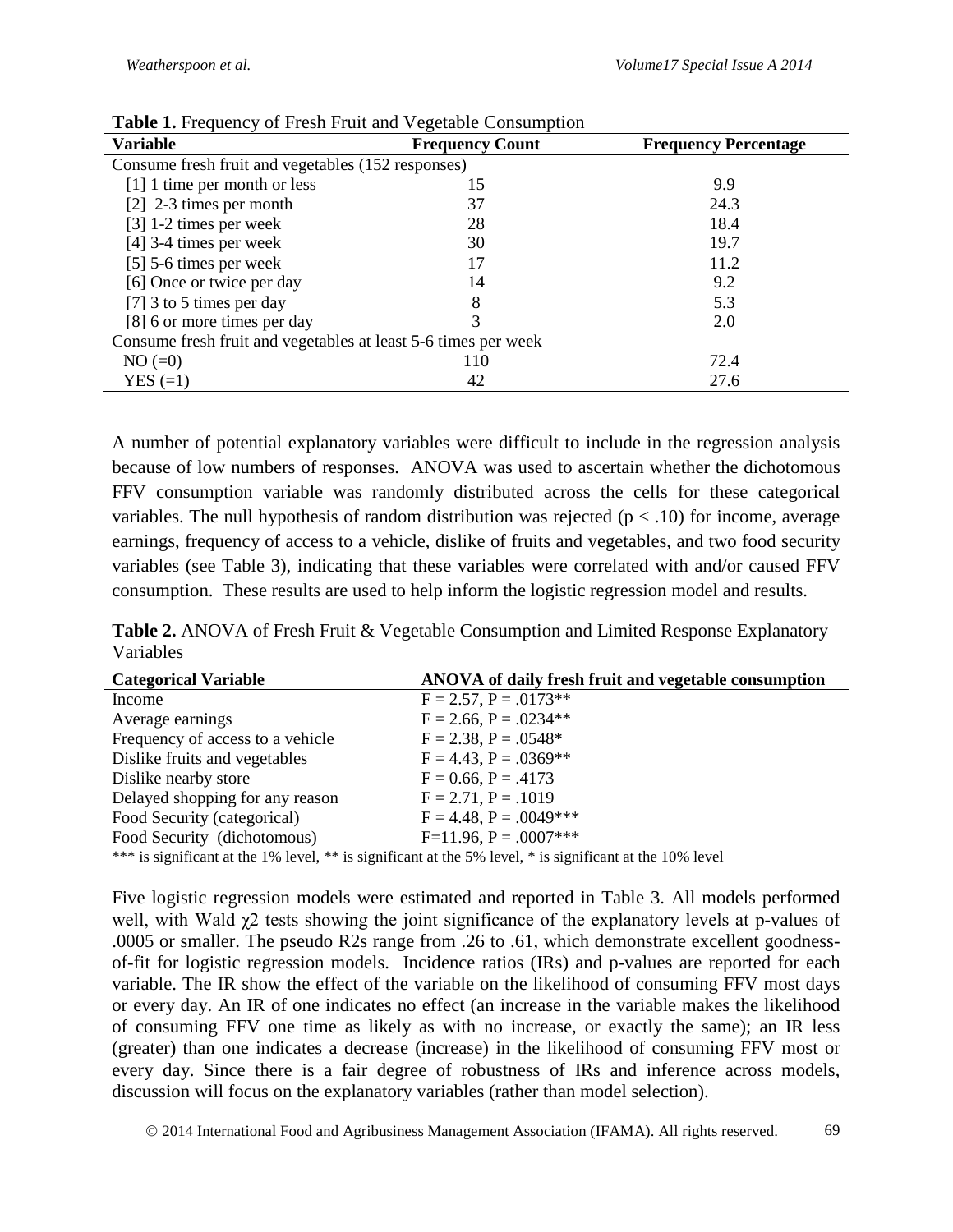**Table 1.** Frequency of Fresh Fruit and Vegetable Consumption

| Variable | Frequency Count | Frequency Percentage |
|---|---|---|
| Consume fresh fruit and vegetables (152 responses) | | |
| [1] 1 time per month or less | 15 | 9.9 |
| [2] 2-3 times per month | 37 | 24.3 |
| [3] 1-2 times per week | 28 | 18.4 |
| [4] 3-4 times per week | 30 | 19.7 |
| [5] 5-6 times per week | 17 | 11.2 |
| [6] Once or twice per day | 14 | 9.2 |
| [7] 3 to 5 times per day | 8 | 5.3 |
| [8] 6 or more times per day | 3 | 2.0 |
| Consume fresh fruit and vegetables at least 5-6 times per week | | |
| NO (=0) | 110 | 72.4 |
| YES (=1) | 42 | 27.6 |

A number of potential explanatory variables were difficult to include in the regression analysis because of low numbers of responses. ANOVA was used to ascertain whether the dichotomous FFV consumption variable was randomly distributed across the cells for these categorical variables. The null hypothesis of random distribution was rejected ($p < .10$) for income, average earnings, frequency of access to a vehicle, dislike of fruits and vegetables, and two food security variables (see Table 3), indicating that these variables were correlated with and/or caused FFV consumption. These results are used to help inform the logistic regression model and results.

**Table 2.** ANOVA of Fresh Fruit & Vegetable Consumption and Limited Response Explanatory Variables

| Categorical Variable | ANOVA of daily fresh fruit and vegetable consumption |
|---|---|
| Income | F = 2.57, P = .0173** |
| Average earnings | F = 2.66, P = .0234** |
| Frequency of access to a vehicle | F = 2.38, P = .0548* |
| Dislike fruits and vegetables | F = 4.43, P = .0369** |
| Dislike nearby store | F = 0.66, P = .4173 |
| Delayed shopping for any reason | F = 2.71, P = .1019 |
| Food Security (categorical) | F = 4.48, P = .0049*** |
| Food Security (dichotomous) | F=11.96, P = .0007*** |

*** is significant at the 1% level, ** is significant at the 5% level, * is significant at the 10% level

Five logistic regression models were estimated and reported in Table 3. All models performed well, with Wald $\chi 2$ tests showing the joint significance of the explanatory levels at p-values of .0005 or smaller. The pseudo R2s range from .26 to .61, which demonstrate excellent goodness-of-fit for logistic regression models. Incidence ratios (IRs) and p-values are reported for each variable. The IR show the effect of the variable on the likelihood of consuming FFV most days or every day. An IR of one indicates no effect (an increase in the variable makes the likelihood of consuming FFV one time as likely as with no increase, or exactly the same); an IR less (greater) than one indicates a decrease (increase) in the likelihood of consuming FFV most or every day. Since there is a fair degree of robustness of IRs and inference across models, discussion will focus on the explanatory variables (rather than model selection).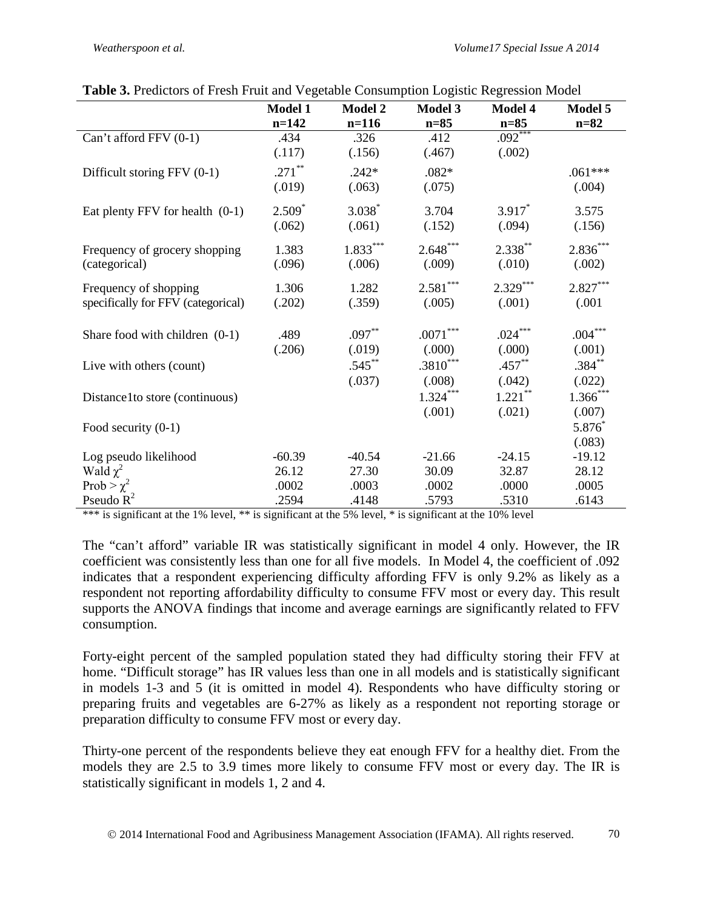**Table 3.** Predictors of Fresh Fruit and Vegetable Consumption Logistic Regression Model

| | Model 1 n=142 | Model 2 n=116 | Model 3 n=85 | Model 4 n=85 | Model 5 n=82 |
|---|---|---|---|---|---|
| Can't afford FFV (0-1) | .434 | .326 | .412 | .092*** | |
| | (.117) | (.156) | (.467) | (.002) | |
| Difficult storing FFV (0-1) | .271** | .242* | .082* | | .061*** |
| | (.019) | (.063) | (.075) | | (.004) |
| Eat plenty FFV for health (0-1) | 2.509* | 3.038* | 3.704 | 3.917* | 3.575 |
| | (.062) | (.061) | (.152) | (.094) | (.156) |
| Frequency of grocery shopping (categorical) | 1.383 | 1.833*** | 2.648*** | 2.338** | 2.836*** |
| | (.096) | (.006) | (.009) | (.010) | (.002) |
| Frequency of shopping specifically for FFV (categorical) | 1.306 | 1.282 | 2.581*** | 2.329*** | 2.827*** |
| | (.202) | (.359) | (.005) | (.001) | (.001 |
| Share food with children (0-1) | .489 | .097** | .0071*** | .024*** | .004*** |
| | (.206) | (.019) | (.000) | (.000) | (.001) |
| Live with others (count) | | .545** | .3810*** | .457** | .384** |
| | | (.037) | (.008) | (.042) | (.022) |
| Distance1to store (continuous) | | | 1.324*** | 1.221** | 1.366*** |
| | | | (.001) | (.021) | (.007) |
| Food security (0-1) | | | | | 5.876* |
| | | | | | (.083) |
| Log pseudo likelihood | -60.39 | -40.54 | -21.66 | -24.15 | -19.12 |
| Wald $\chi^2$ | 26.12 | 27.30 | 30.09 | 32.87 | 28.12 |
| Prob > $\chi^2$ | .0002 | .0003 | .0002 | .0000 | .0005 |
| Pseudo $R^2$ | .2594 | .4148 | .5793 | .5310 | .6143 |

*** is significant at the 1% level, ** is significant at the 5% level, * is significant at the 10% level

The "can't afford" variable IR was statistically significant in model 4 only. However, the IR coefficient was consistently less than one for all five models. In Model 4, the coefficient of .092 indicates that a respondent experiencing difficulty affording FFV is only 9.2% as likely as a respondent not reporting affordability difficulty to consume FFV most or every day. This result supports the ANOVA findings that income and average earnings are significantly related to FFV consumption.

Forty-eight percent of the sampled population stated they had difficulty storing their FFV at home. "Difficult storage" has IR values less than one in all models and is statistically significant in models 1-3 and 5 (it is omitted in model 4). Respondents who have difficulty storing or preparing fruits and vegetables are 6-27% as likely as a respondent not reporting storage or preparation difficulty to consume FFV most or every day.

Thirty-one percent of the respondents believe they eat enough FFV for a healthy diet. From the models they are 2.5 to 3.9 times more likely to consume FFV most or every day. The IR is statistically significant in models 1, 2 and 4.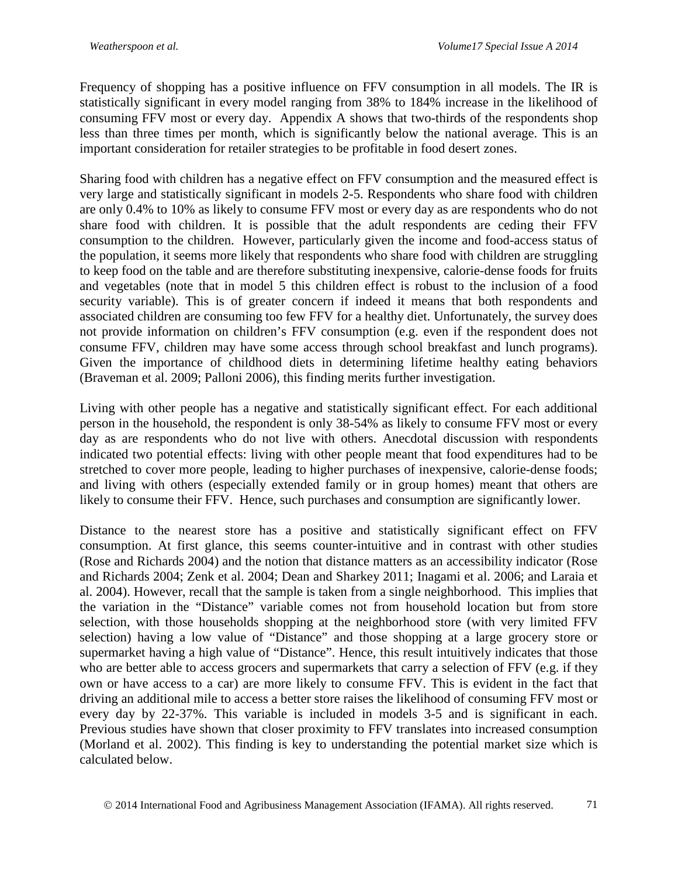Frequency of shopping has a positive influence on FFV consumption in all models. The IR is statistically significant in every model ranging from 38% to 184% increase in the likelihood of consuming FFV most or every day. Appendix A shows that two-thirds of the respondents shop less than three times per month, which is significantly below the national average. This is an important consideration for retailer strategies to be profitable in food desert zones.

Sharing food with children has a negative effect on FFV consumption and the measured effect is very large and statistically significant in models 2-5. Respondents who share food with children are only 0.4% to 10% as likely to consume FFV most or every day as are respondents who do not share food with children. It is possible that the adult respondents are ceding their FFV consumption to the children. However, particularly given the income and food-access status of the population, it seems more likely that respondents who share food with children are struggling to keep food on the table and are therefore substituting inexpensive, calorie-dense foods for fruits and vegetables (note that in model 5 this children effect is robust to the inclusion of a food security variable). This is of greater concern if indeed it means that both respondents and associated children are consuming too few FFV for a healthy diet. Unfortunately, the survey does not provide information on children's FFV consumption (e.g. even if the respondent does not consume FFV, children may have some access through school breakfast and lunch programs). Given the importance of childhood diets in determining lifetime healthy eating behaviors (Braveman et al. 2009; Palloni 2006), this finding merits further investigation.

Living with other people has a negative and statistically significant effect. For each additional person in the household, the respondent is only 38-54% as likely to consume FFV most or every day as are respondents who do not live with others. Anecdotal discussion with respondents indicated two potential effects: living with other people meant that food expenditures had to be stretched to cover more people, leading to higher purchases of inexpensive, calorie-dense foods; and living with others (especially extended family or in group homes) meant that others are likely to consume their FFV. Hence, such purchases and consumption are significantly lower.

Distance to the nearest store has a positive and statistically significant effect on FFV consumption. At first glance, this seems counter-intuitive and in contrast with other studies (Rose and Richards 2004) and the notion that distance matters as an accessibility indicator (Rose and Richards 2004; Zenk et al. 2004; Dean and Sharkey 2011; Inagami et al. 2006; and Laraia et al. 2004). However, recall that the sample is taken from a single neighborhood. This implies that the variation in the "Distance" variable comes not from household location but from store selection, with those households shopping at the neighborhood store (with very limited FFV selection) having a low value of "Distance" and those shopping at a large grocery store or supermarket having a high value of "Distance". Hence, this result intuitively indicates that those who are better able to access grocers and supermarkets that carry a selection of FFV (e.g. if they own or have access to a car) are more likely to consume FFV. This is evident in the fact that driving an additional mile to access a better store raises the likelihood of consuming FFV most or every day by 22-37%. This variable is included in models 3-5 and is significant in each. Previous studies have shown that closer proximity to FFV translates into increased consumption (Morland et al. 2002). This finding is key to understanding the potential market size which is calculated below.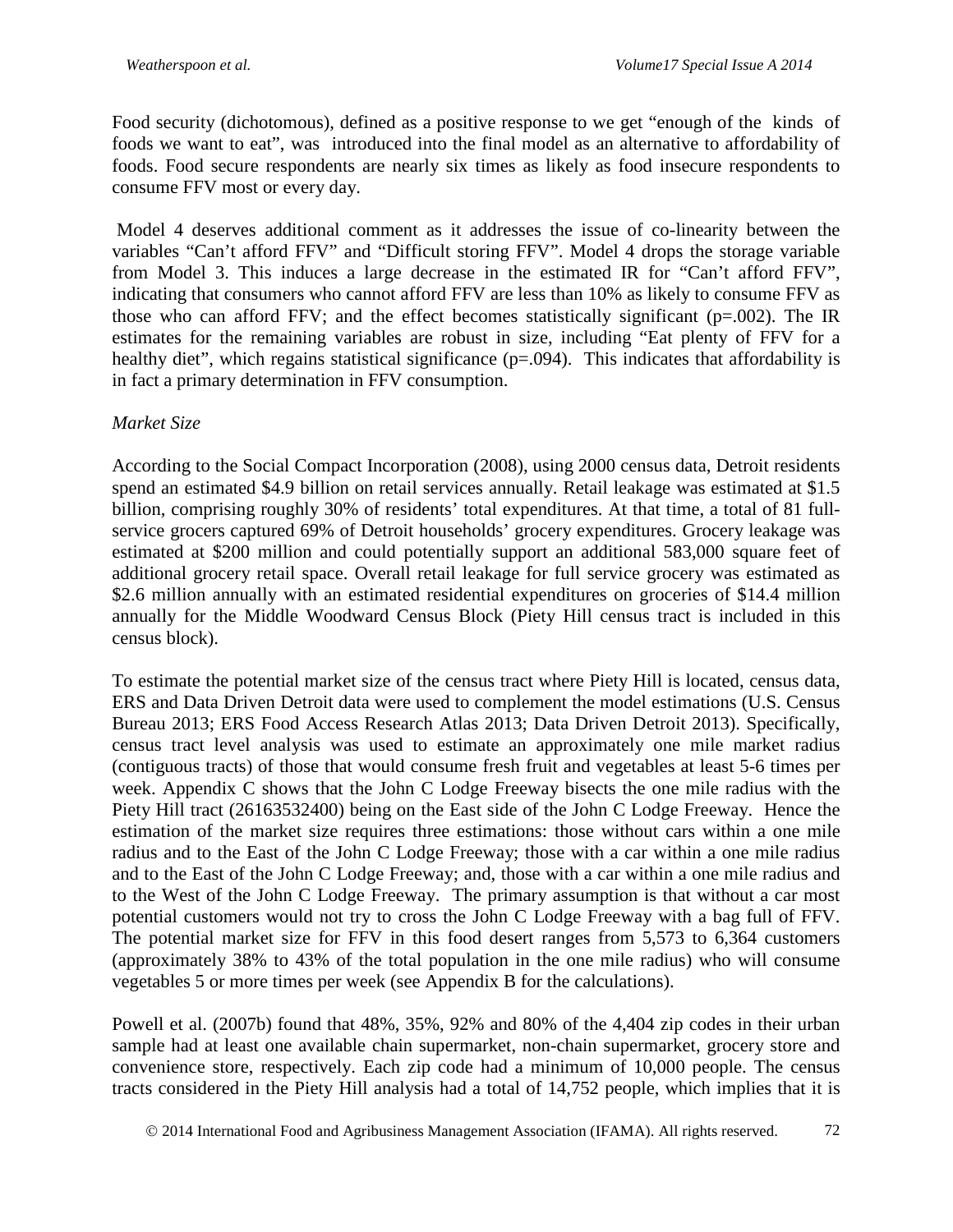Food security (dichotomous), defined as a positive response to we get "enough of the kinds of foods we want to eat", was introduced into the final model as an alternative to affordability of foods. Food secure respondents are nearly six times as likely as food insecure respondents to consume FFV most or every day.

Model 4 deserves additional comment as it addresses the issue of co-linearity between the variables "Can't afford FFV" and "Difficult storing FFV". Model 4 drops the storage variable from Model 3. This induces a large decrease in the estimated IR for "Can't afford FFV", indicating that consumers who cannot afford FFV are less than 10% as likely to consume FFV as those who can afford FFV; and the effect becomes statistically significant (p=.002). The IR estimates for the remaining variables are robust in size, including "Eat plenty of FFV for a healthy diet", which regains statistical significance (p=.094). This indicates that affordability is in fact a primary determination in FFV consumption.

*Market Size*

According to the Social Compact Incorporation (2008), using 2000 census data, Detroit residents spend an estimated $4.9 billion on retail services annually. Retail leakage was estimated at $1.5 billion, comprising roughly 30% of residents' total expenditures. At that time, a total of 81 full-service grocers captured 69% of Detroit households' grocery expenditures. Grocery leakage was estimated at $200 million and could potentially support an additional 583,000 square feet of additional grocery retail space. Overall retail leakage for full service grocery was estimated as $2.6 million annually with an estimated residential expenditures on groceries of $14.4 million annually for the Middle Woodward Census Block (Piety Hill census tract is included in this census block).

To estimate the potential market size of the census tract where Piety Hill is located, census data, ERS and Data Driven Detroit data were used to complement the model estimations (U.S. Census Bureau 2013; ERS Food Access Research Atlas 2013; Data Driven Detroit 2013). Specifically, census tract level analysis was used to estimate an approximately one mile market radius (contiguous tracts) of those that would consume fresh fruit and vegetables at least 5-6 times per week. Appendix C shows that the John C Lodge Freeway bisects the one mile radius with the Piety Hill tract (26163532400) being on the East side of the John C Lodge Freeway. Hence the estimation of the market size requires three estimations: those without cars within a one mile radius and to the East of the John C Lodge Freeway; those with a car within a one mile radius and to the East of the John C Lodge Freeway; and, those with a car within a one mile radius and to the West of the John C Lodge Freeway. The primary assumption is that without a car most potential customers would not try to cross the John C Lodge Freeway with a bag full of FFV. The potential market size for FFV in this food desert ranges from 5,573 to 6,364 customers (approximately 38% to 43% of the total population in the one mile radius) who will consume vegetables 5 or more times per week (see Appendix B for the calculations).

Powell et al. (2007b) found that 48%, 35%, 92% and 80% of the 4,404 zip codes in their urban sample had at least one available chain supermarket, non-chain supermarket, grocery store and convenience store, respectively. Each zip code had a minimum of 10,000 people. The census tracts considered in the Piety Hill analysis had a total of 14,752 people, which implies that it is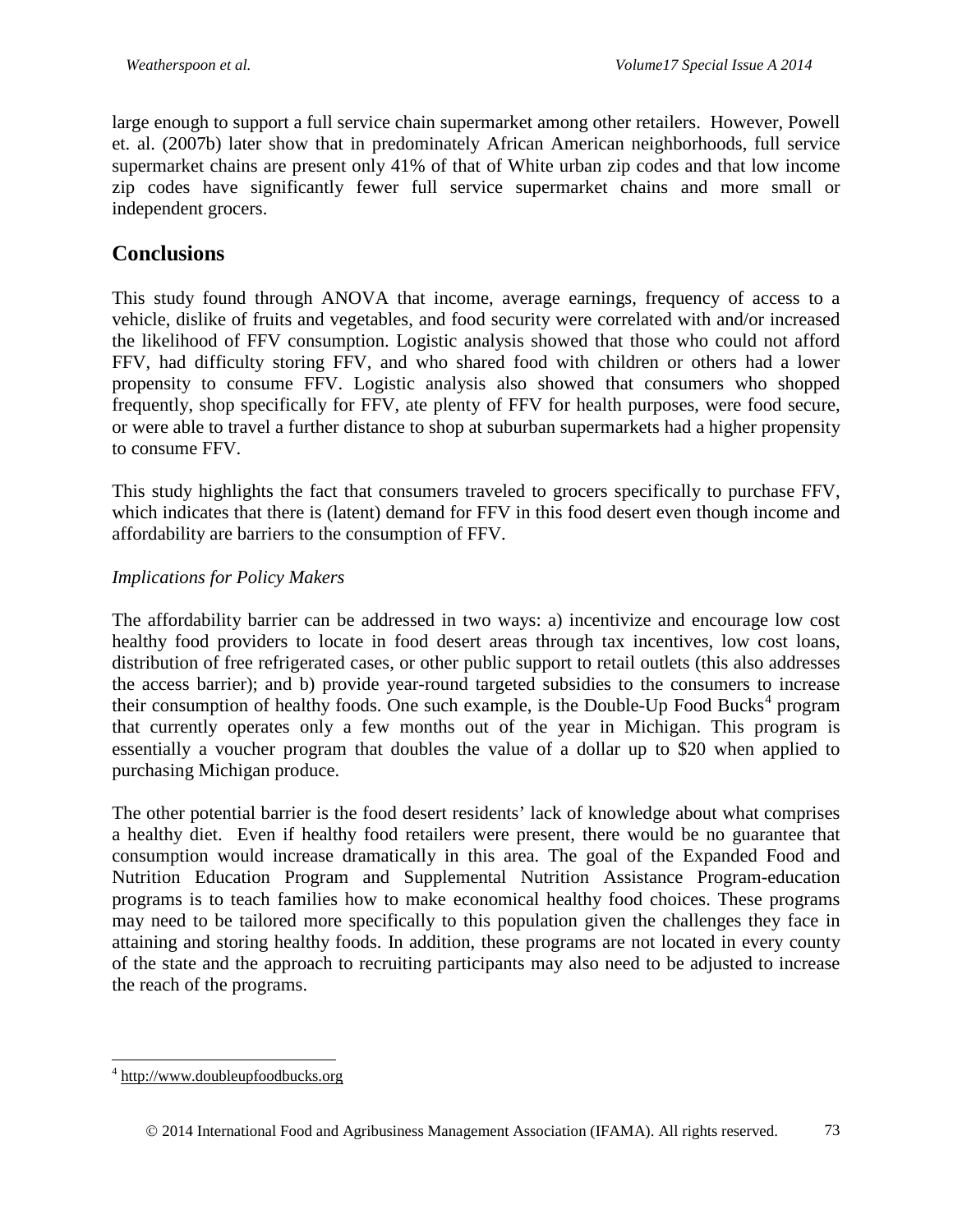large enough to support a full service chain supermarket among other retailers. However, Powell et. al. (2007b) later show that in predominately African American neighborhoods, full service supermarket chains are present only 41% of that of White urban zip codes and that low income zip codes have significantly fewer full service supermarket chains and more small or independent grocers.

## Conclusions

This study found through ANOVA that income, average earnings, frequency of access to a vehicle, dislike of fruits and vegetables, and food security were correlated with and/or increased the likelihood of FFV consumption. Logistic analysis showed that those who could not afford FFV, had difficulty storing FFV, and who shared food with children or others had a lower propensity to consume FFV. Logistic analysis also showed that consumers who shopped frequently, shop specifically for FFV, ate plenty of FFV for health purposes, were food secure, or were able to travel a further distance to shop at suburban supermarkets had a higher propensity to consume FFV.

This study highlights the fact that consumers traveled to grocers specifically to purchase FFV, which indicates that there is (latent) demand for FFV in this food desert even though income and affordability are barriers to the consumption of FFV.

### *Implications for Policy Makers*

The affordability barrier can be addressed in two ways: a) incentivize and encourage low cost healthy food providers to locate in food desert areas through tax incentives, low cost loans, distribution of free refrigerated cases, or other public support to retail outlets (this also addresses the access barrier); and b) provide year-round targeted subsidies to the consumers to increase their consumption of healthy foods. One such example, is the Double-Up Food Bucks[4] program that currently operates only a few months out of the year in Michigan. This program is essentially a voucher program that doubles the value of a dollar up to $20 when applied to purchasing Michigan produce.

The other potential barrier is the food desert residents' lack of knowledge about what comprises a healthy diet. Even if healthy food retailers were present, there would be no guarantee that consumption would increase dramatically in this area. The goal of the Expanded Food and Nutrition Education Program and Supplemental Nutrition Assistance Program-education programs is to teach families how to make economical healthy food choices. These programs may need to be tailored more specifically to this population given the challenges they face in attaining and storing healthy foods. In addition, these programs are not located in every county of the state and the approach to recruiting participants may also need to be adjusted to increase the reach of the programs.

[4] http://www.doubleupfoodbucks.org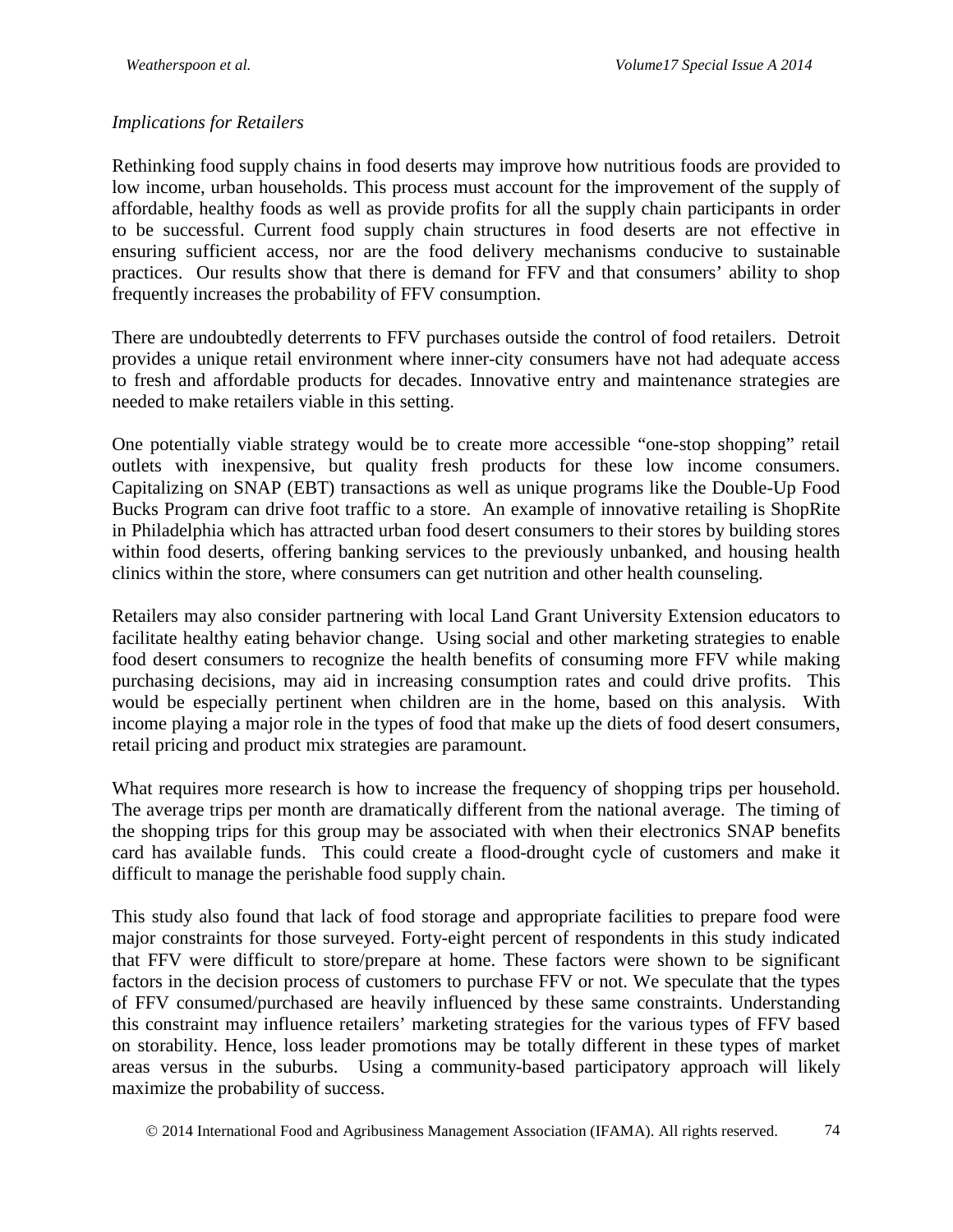*Implications for Retailers*

Rethinking food supply chains in food deserts may improve how nutritious foods are provided to low income, urban households. This process must account for the improvement of the supply of affordable, healthy foods as well as provide profits for all the supply chain participants in order to be successful. Current food supply chain structures in food deserts are not effective in ensuring sufficient access, nor are the food delivery mechanisms conducive to sustainable practices. Our results show that there is demand for FFV and that consumers' ability to shop frequently increases the probability of FFV consumption.

There are undoubtedly deterrents to FFV purchases outside the control of food retailers. Detroit provides a unique retail environment where inner-city consumers have not had adequate access to fresh and affordable products for decades. Innovative entry and maintenance strategies are needed to make retailers viable in this setting.

One potentially viable strategy would be to create more accessible "one-stop shopping" retail outlets with inexpensive, but quality fresh products for these low income consumers. Capitalizing on SNAP (EBT) transactions as well as unique programs like the Double-Up Food Bucks Program can drive foot traffic to a store. An example of innovative retailing is ShopRite in Philadelphia which has attracted urban food desert consumers to their stores by building stores within food deserts, offering banking services to the previously unbanked, and housing health clinics within the store, where consumers can get nutrition and other health counseling.

Retailers may also consider partnering with local Land Grant University Extension educators to facilitate healthy eating behavior change. Using social and other marketing strategies to enable food desert consumers to recognize the health benefits of consuming more FFV while making purchasing decisions, may aid in increasing consumption rates and could drive profits. This would be especially pertinent when children are in the home, based on this analysis. With income playing a major role in the types of food that make up the diets of food desert consumers, retail pricing and product mix strategies are paramount.

What requires more research is how to increase the frequency of shopping trips per household. The average trips per month are dramatically different from the national average. The timing of the shopping trips for this group may be associated with when their electronics SNAP benefits card has available funds. This could create a flood-drought cycle of customers and make it difficult to manage the perishable food supply chain.

This study also found that lack of food storage and appropriate facilities to prepare food were major constraints for those surveyed. Forty-eight percent of respondents in this study indicated that FFV were difficult to store/prepare at home. These factors were shown to be significant factors in the decision process of customers to purchase FFV or not. We speculate that the types of FFV consumed/purchased are heavily influenced by these same constraints. Understanding this constraint may influence retailers' marketing strategies for the various types of FFV based on storability. Hence, loss leader promotions may be totally different in these types of market areas versus in the suburbs. Using a community-based participatory approach will likely maximize the probability of success.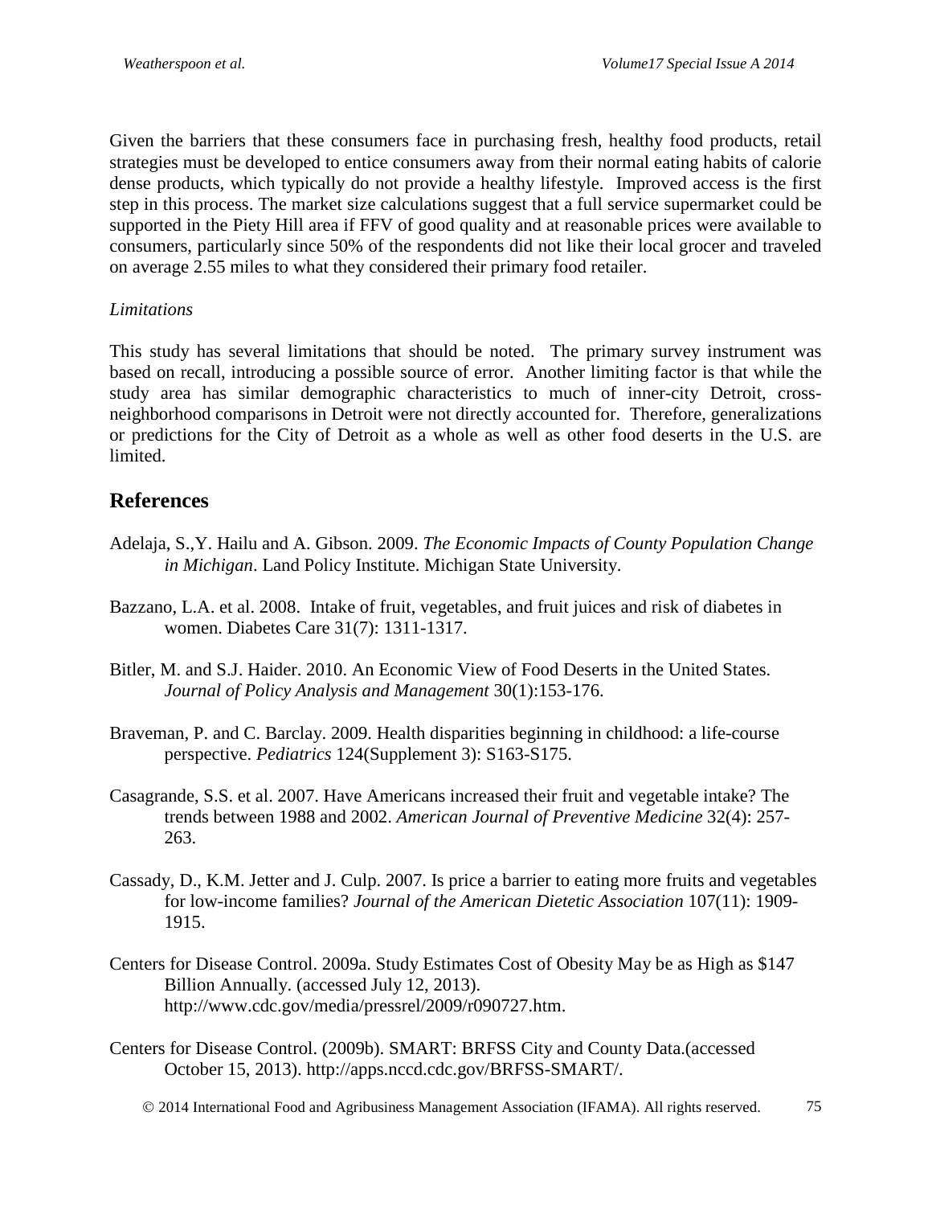Given the barriers that these consumers face in purchasing fresh, healthy food products, retail strategies must be developed to entice consumers away from their normal eating habits of calorie dense products, which typically do not provide a healthy lifestyle. Improved access is the first step in this process. The market size calculations suggest that a full service supermarket could be supported in the Piety Hill area if FFV of good quality and at reasonable prices were available to consumers, particularly since 50% of the respondents did not like their local grocer and traveled on average 2.55 miles to what they considered their primary food retailer.

*Limitations*

This study has several limitations that should be noted. The primary survey instrument was based on recall, introducing a possible source of error. Another limiting factor is that while the study area has similar demographic characteristics to much of inner-city Detroit, cross-neighborhood comparisons in Detroit were not directly accounted for. Therefore, generalizations or predictions for the City of Detroit as a whole as well as other food deserts in the U.S. are limited.

## References

Adelaja, S.,Y. Hailu and A. Gibson. 2009. *The Economic Impacts of County Population Change in Michigan*. Land Policy Institute. Michigan State University.

Bazzano, L.A. et al. 2008. Intake of fruit, vegetables, and fruit juices and risk of diabetes in women. Diabetes Care 31(7): 1311-1317.

Bitler, M. and S.J. Haider. 2010. An Economic View of Food Deserts in the United States. *Journal of Policy Analysis and Management* 30(1):153-176.

Braveman, P. and C. Barclay. 2009. Health disparities beginning in childhood: a life-course perspective. *Pediatrics* 124(Supplement 3): S163-S175.

Casagrande, S.S. et al. 2007. Have Americans increased their fruit and vegetable intake? The trends between 1988 and 2002. *American Journal of Preventive Medicine* 32(4): 257-263.

Cassady, D., K.M. Jetter and J. Culp. 2007. Is price a barrier to eating more fruits and vegetables for low-income families? *Journal of the American Dietetic Association* 107(11): 1909-1915.

Centers for Disease Control. 2009a. Study Estimates Cost of Obesity May be as High as $147 Billion Annually. (accessed July 12, 2013). http://www.cdc.gov/media/pressrel/2009/r090727.htm.

Centers for Disease Control. (2009b). SMART: BRFSS City and County Data.(accessed October 15, 2013). http://apps.nccd.cdc.gov/BRFSS-SMART/.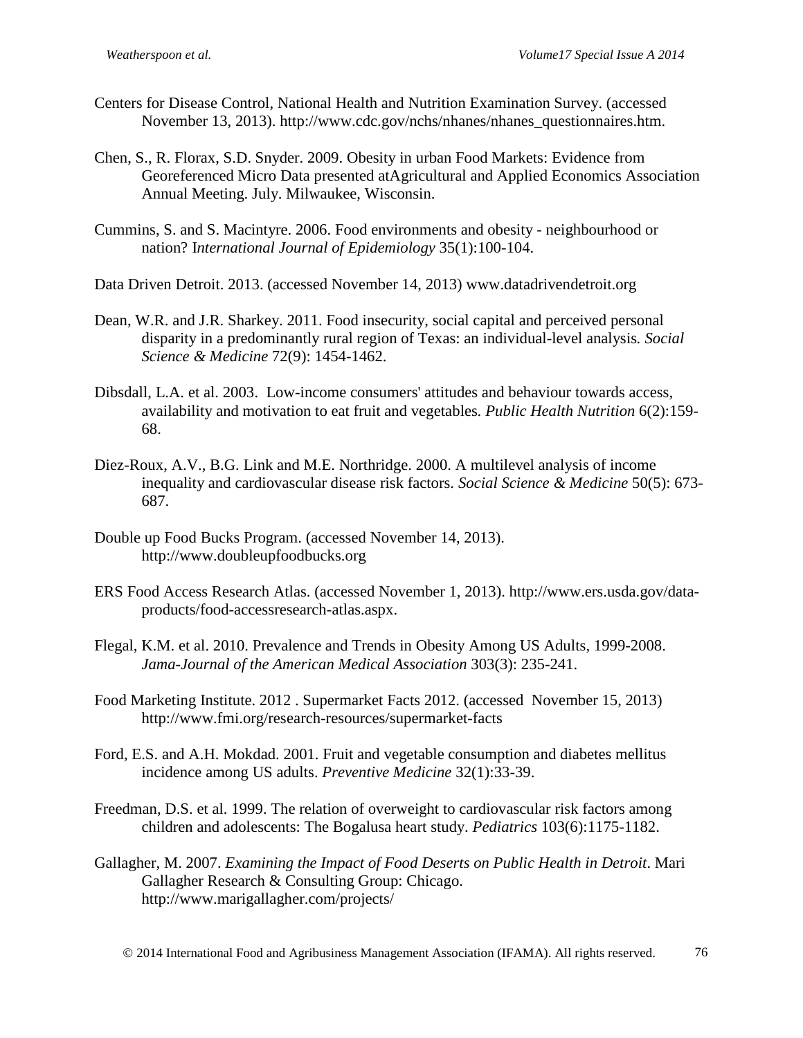Centers for Disease Control, National Health and Nutrition Examination Survey. (accessed November 13, 2013). http://www.cdc.gov/nchs/nhanes/nhanes_questionnaires.htm.

Chen, S., R. Florax, S.D. Snyder. 2009. Obesity in urban Food Markets: Evidence from Georeferenced Micro Data presented atAgricultural and Applied Economics Association Annual Meeting. July. Milwaukee, Wisconsin.

Cummins, S. and S. Macintyre. 2006. Food environments and obesity - neighbourhood or nation? I*nternational Journal of Epidemiology* 35(1):100-104.

Data Driven Detroit. 2013. (accessed November 14, 2013) www.datadrivendetroit.org

Dean, W.R. and J.R. Sharkey. 2011. Food insecurity, social capital and perceived personal disparity in a predominantly rural region of Texas: an individual-level analysis*. Social Science & Medicine* 72(9): 1454-1462.

Dibsdall, L.A. et al. 2003. Low-income consumers' attitudes and behaviour towards access, availability and motivation to eat fruit and vegetables*. Public Health Nutrition* 6(2):159-68.

Diez-Roux, A.V., B.G. Link and M.E. Northridge. 2000. A multilevel analysis of income inequality and cardiovascular disease risk factors. *Social Science & Medicine* 50(5): 673-687.

Double up Food Bucks Program. (accessed November 14, 2013). http://www.doubleupfoodbucks.org

ERS Food Access Research Atlas. (accessed November 1, 2013). http://www.ers.usda.gov/data-products/food-accessresearch-atlas.aspx.

Flegal, K.M. et al. 2010. Prevalence and Trends in Obesity Among US Adults, 1999-2008. *Jama-Journal of the American Medical Association* 303(3): 235-241.

Food Marketing Institute. 2012 . Supermarket Facts 2012. (accessed November 15, 2013) http://www.fmi.org/research-resources/supermarket-facts

Ford, E.S. and A.H. Mokdad. 2001. Fruit and vegetable consumption and diabetes mellitus incidence among US adults. *Preventive Medicine* 32(1):33-39.

Freedman, D.S. et al. 1999. The relation of overweight to cardiovascular risk factors among children and adolescents: The Bogalusa heart study. *Pediatrics* 103(6):1175-1182.

Gallagher, M. 2007. *Examining the Impact of Food Deserts on Public Health in Detroit*. Mari Gallagher Research & Consulting Group: Chicago. http://www.marigallagher.com/projects/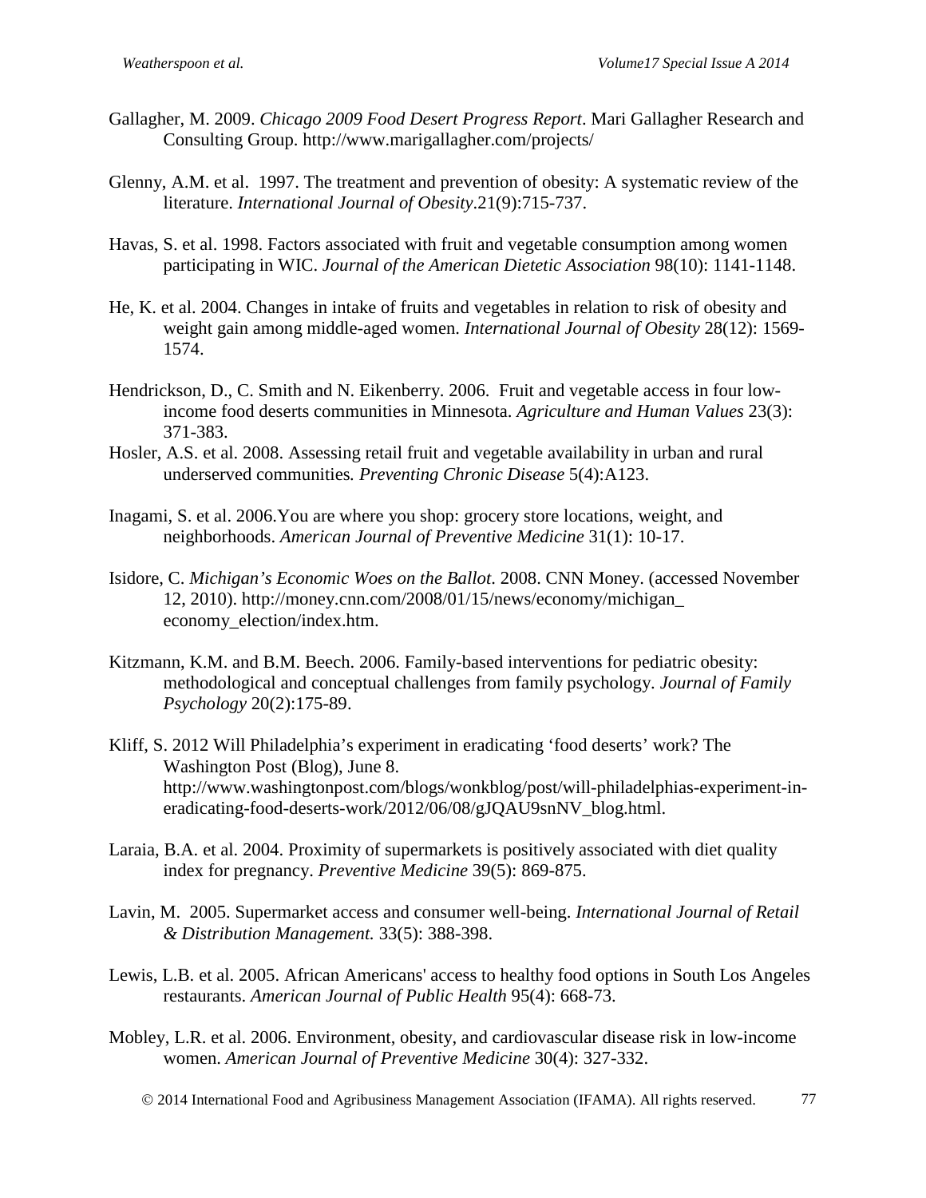Gallagher, M. 2009. *Chicago 2009 Food Desert Progress Report*. Mari Gallagher Research and Consulting Group. http://www.marigallagher.com/projects/

Glenny, A.M. et al. 1997. The treatment and prevention of obesity: A systematic review of the literature. *International Journal of Obesity*.21(9):715-737.

Havas, S. et al. 1998. Factors associated with fruit and vegetable consumption among women participating in WIC. *Journal of the American Dietetic Association* 98(10): 1141-1148.

He, K. et al. 2004. Changes in intake of fruits and vegetables in relation to risk of obesity and weight gain among middle-aged women. *International Journal of Obesity* 28(12): 1569-1574.

Hendrickson, D., C. Smith and N. Eikenberry. 2006. Fruit and vegetable access in four low-income food deserts communities in Minnesota. *Agriculture and Human Values* 23(3): 371-383.

Hosler, A.S. et al. 2008. Assessing retail fruit and vegetable availability in urban and rural underserved communities*. Preventing Chronic Disease* 5(4):A123.

Inagami, S. et al. 2006.You are where you shop: grocery store locations, weight, and neighborhoods. *American Journal of Preventive Medicine* 31(1): 10-17.

Isidore, C. *Michigan's Economic Woes on the Ballot*. 2008. CNN Money. (accessed November 12, 2010). http://money.cnn.com/2008/01/15/news/economy/michigan_economy_election/index.htm.

Kitzmann, K.M. and B.M. Beech. 2006. Family-based interventions for pediatric obesity: methodological and conceptual challenges from family psychology. *Journal of Family Psychology* 20(2):175-89.

Kliff, S. 2012 Will Philadelphia's experiment in eradicating 'food deserts' work? The Washington Post (Blog), June 8. http://www.washingtonpost.com/blogs/wonkblog/post/will-philadelphias-experiment-in-eradicating-food-deserts-work/2012/06/08/gJQAU9snNV_blog.html.

Laraia, B.A. et al. 2004. Proximity of supermarkets is positively associated with diet quality index for pregnancy. *Preventive Medicine* 39(5): 869-875.

Lavin, M. 2005. Supermarket access and consumer well-being. *International Journal of Retail & Distribution Management.* 33(5): 388-398.

Lewis, L.B. et al. 2005. African Americans' access to healthy food options in South Los Angeles restaurants. *American Journal of Public Health* 95(4): 668-73.

Mobley, L.R. et al. 2006. Environment, obesity, and cardiovascular disease risk in low-income women. *American Journal of Preventive Medicine* 30(4): 327-332.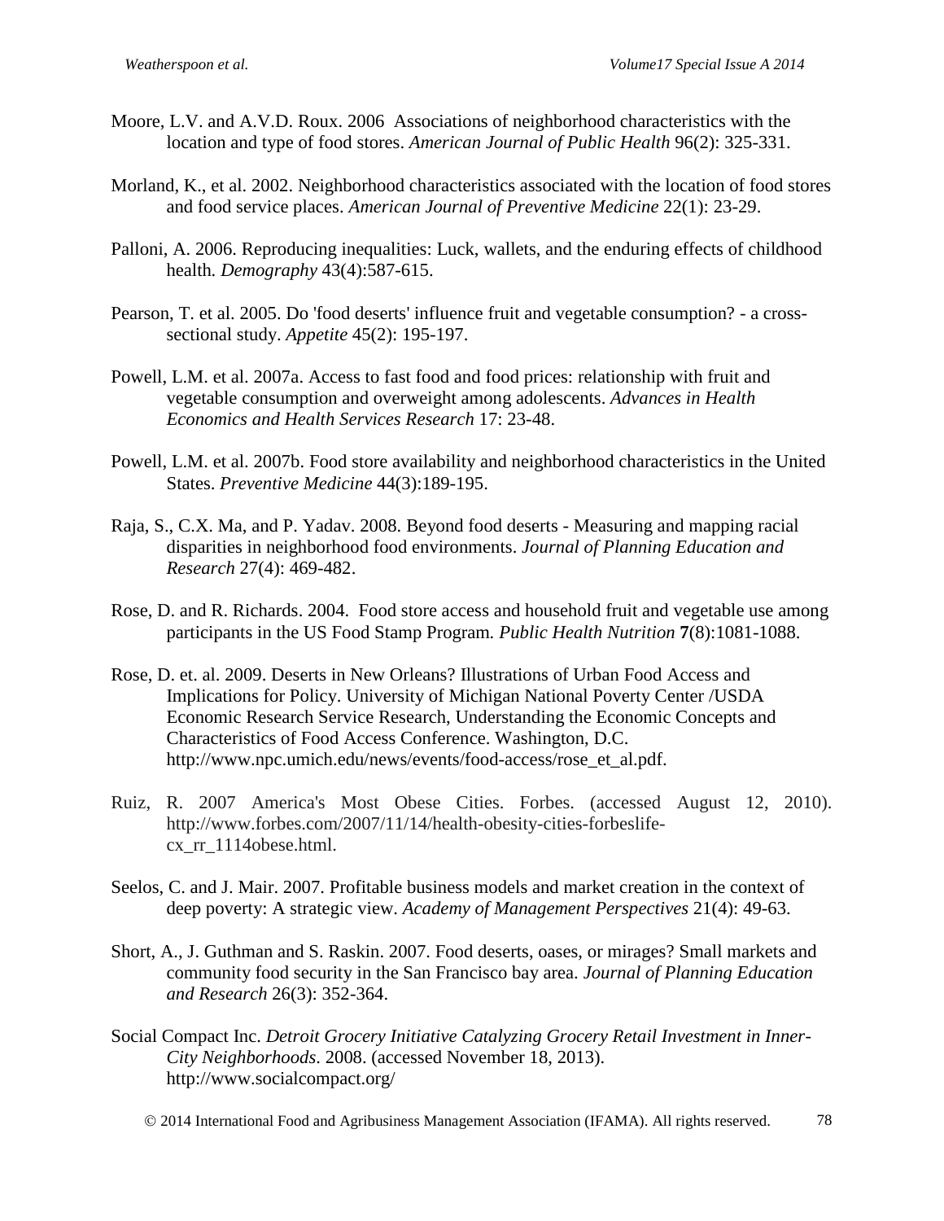Moore, L.V. and A.V.D. Roux. 2006 Associations of neighborhood characteristics with the location and type of food stores. *American Journal of Public Health* 96(2): 325-331.

Morland, K., et al. 2002. Neighborhood characteristics associated with the location of food stores and food service places. *American Journal of Preventive Medicine* 22(1): 23-29.

Palloni, A. 2006. Reproducing inequalities: Luck, wallets, and the enduring effects of childhood health. *Demography* 43(4):587-615.

Pearson, T. et al. 2005. Do 'food deserts' influence fruit and vegetable consumption? - a cross-sectional study. *Appetite* 45(2): 195-197.

Powell, L.M. et al. 2007a. Access to fast food and food prices: relationship with fruit and vegetable consumption and overweight among adolescents. *Advances in Health Economics and Health Services Research* 17: 23-48.

Powell, L.M. et al. 2007b. Food store availability and neighborhood characteristics in the United States. *Preventive Medicine* 44(3):189-195.

Raja, S., C.X. Ma, and P. Yadav. 2008. Beyond food deserts - Measuring and mapping racial disparities in neighborhood food environments. *Journal of Planning Education and Research* 27(4): 469-482.

Rose, D. and R. Richards. 2004. Food store access and household fruit and vegetable use among participants in the US Food Stamp Program. *Public Health Nutrition* **7**(8):1081-1088.

Rose, D. et. al. 2009. Deserts in New Orleans? Illustrations of Urban Food Access and Implications for Policy. University of Michigan National Poverty Center /USDA Economic Research Service Research, Understanding the Economic Concepts and Characteristics of Food Access Conference. Washington, D.C. http://www.npc.umich.edu/news/events/food-access/rose_et_al.pdf.

Ruiz, R. 2007 America's Most Obese Cities. Forbes. (accessed August 12, 2010). http://www.forbes.com/2007/11/14/health-obesity-cities-forbeslife-cx_rr_1114obese.html.

Seelos, C. and J. Mair. 2007. Profitable business models and market creation in the context of deep poverty: A strategic view. *Academy of Management Perspectives* 21(4): 49-63.

Short, A., J. Guthman and S. Raskin. 2007. Food deserts, oases, or mirages? Small markets and community food security in the San Francisco bay area. *Journal of Planning Education and Research* 26(3): 352-364.

Social Compact Inc. *Detroit Grocery Initiative Catalyzing Grocery Retail Investment in Inner-City Neighborhoods*. 2008. (accessed November 18, 2013). http://www.socialcompact.org/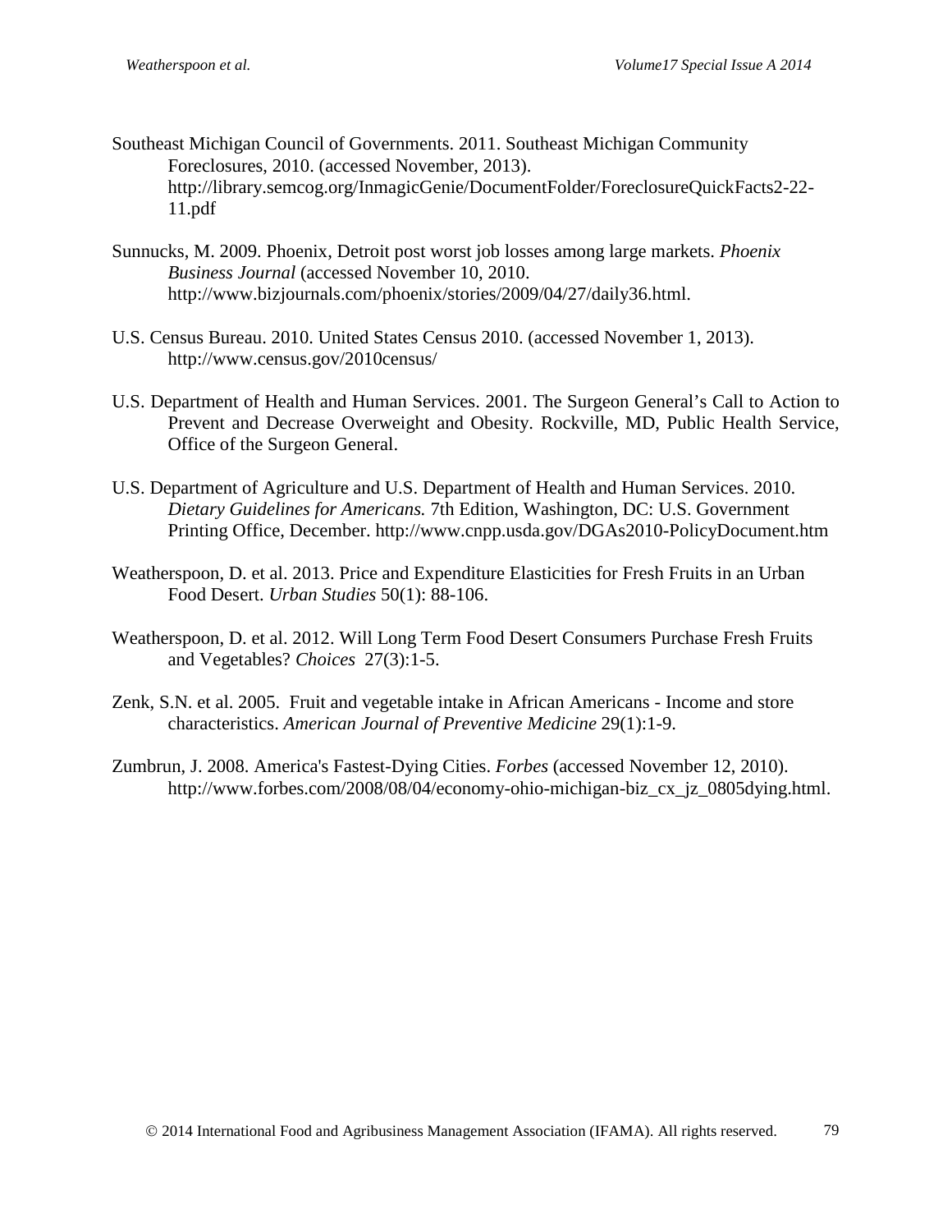Southeast Michigan Council of Governments. 2011. Southeast Michigan Community Foreclosures, 2010. (accessed November, 2013). http://library.semcog.org/InmagicGenie/DocumentFolder/ForeclosureQuickFacts2-22-11.pdf

Sunnucks, M. 2009. Phoenix, Detroit post worst job losses among large markets. *Phoenix Business Journal* (accessed November 10, 2010. http://www.bizjournals.com/phoenix/stories/2009/04/27/daily36.html.

U.S. Census Bureau. 2010. United States Census 2010. (accessed November 1, 2013). http://www.census.gov/2010census/

U.S. Department of Health and Human Services. 2001. The Surgeon General's Call to Action to Prevent and Decrease Overweight and Obesity. Rockville, MD, Public Health Service, Office of the Surgeon General.

U.S. Department of Agriculture and U.S. Department of Health and Human Services. 2010. *Dietary Guidelines for Americans.* 7th Edition, Washington, DC: U.S. Government Printing Office, December. http://www.cnpp.usda.gov/DGAs2010-PolicyDocument.htm

Weatherspoon, D. et al. 2013. Price and Expenditure Elasticities for Fresh Fruits in an Urban Food Desert. *Urban Studies* 50(1): 88-106.

Weatherspoon, D. et al. 2012. Will Long Term Food Desert Consumers Purchase Fresh Fruits and Vegetables? *Choices* 27(3):1-5.

Zenk, S.N. et al. 2005. Fruit and vegetable intake in African Americans - Income and store characteristics. *American Journal of Preventive Medicine* 29(1):1-9.

Zumbrun, J. 2008. America's Fastest-Dying Cities. *Forbes* (accessed November 12, 2010). http://www.forbes.com/2008/08/04/economy-ohio-michigan-biz_cx_jz_0805dying.html.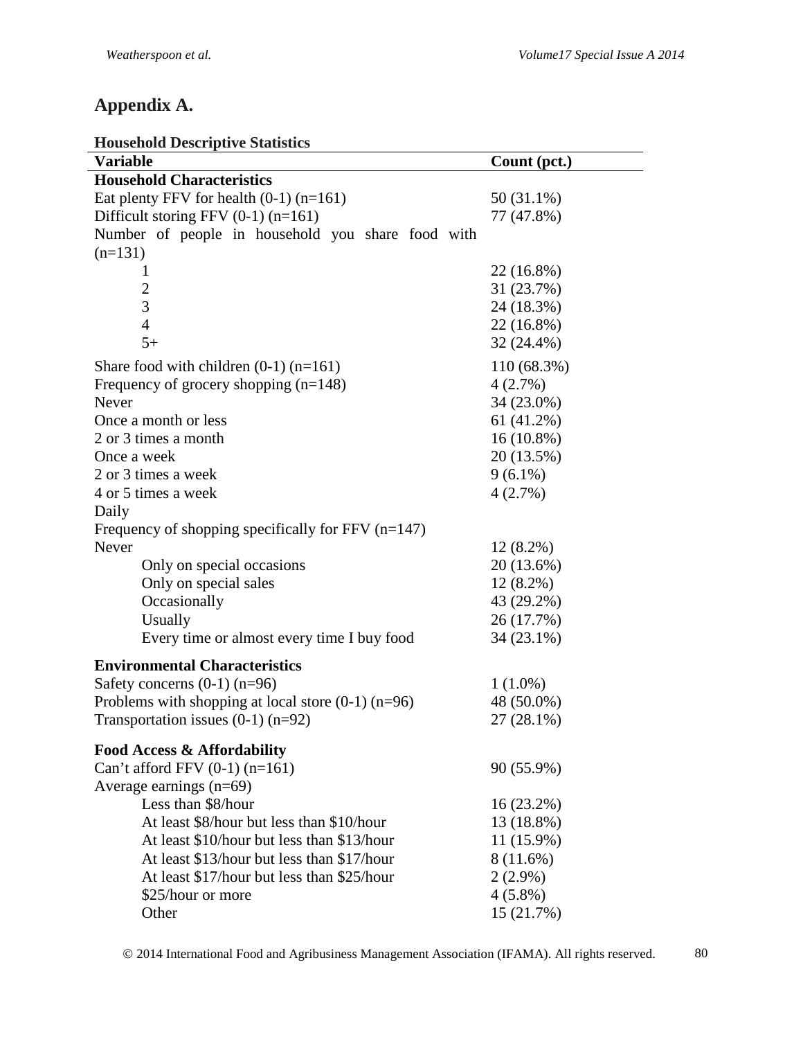## Appendix A.

**Household Descriptive Statistics**

| **Variable** | **Count (pct.)** |
|---|---|
| **Household Characteristics** | |
| Eat plenty FFV for health (0-1) (n=161) | 50 (31.1%) |
| Difficult storing FFV (0-1) (n=161) | 77 (47.8%) |
| Number of people in household you share food with (n=131) | |
| 1 | 22 (16.8%) |
| 2 | 31 (23.7%) |
| 3 | 24 (18.3%) |
| 4 | 22 (16.8%) |
| 5+ | 32 (24.4%) |
| Share food with children (0-1) (n=161) | 110 (68.3%) |
| Frequency of grocery shopping (n=148) | 4 (2.7%) |
| Never | 34 (23.0%) |
| Once a month or less | 61 (41.2%) |
| 2 or 3 times a month | 16 (10.8%) |
| Once a week | 20 (13.5%) |
| 2 or 3 times a week | 9 (6.1%) |
| 4 or 5 times a week | 4 (2.7%) |
| Daily | |
| Frequency of shopping specifically for FFV (n=147) | |
| Never | 12 (8.2%) |
| Only on special occasions | 20 (13.6%) |
| Only on special sales | 12 (8.2%) |
| Occasionally | 43 (29.2%) |
| Usually | 26 (17.7%) |
| Every time or almost every time I buy food | 34 (23.1%) |
| **Environmental Characteristics** | |
| Safety concerns (0-1) (n=96) | 1 (1.0%) |
| Problems with shopping at local store (0-1) (n=96) | 48 (50.0%) |
| Transportation issues (0-1) (n=92) | 27 (28.1%) |
| **Food Access & Affordability** | |
| Can't afford FFV (0-1) (n=161) | 90 (55.9%) |
| Average earnings (n=69) | |
| Less than $8/hour | 16 (23.2%) |
| At least $8/hour but less than $10/hour | 13 (18.8%) |
| At least $10/hour but less than $13/hour | 11 (15.9%) |
| At least $13/hour but less than $17/hour | 8 (11.6%) |
| At least $17/hour but less than $25/hour | 2 (2.9%) |
| $25/hour or more | 4 (5.8%) |
| Other | 15 (21.7%) |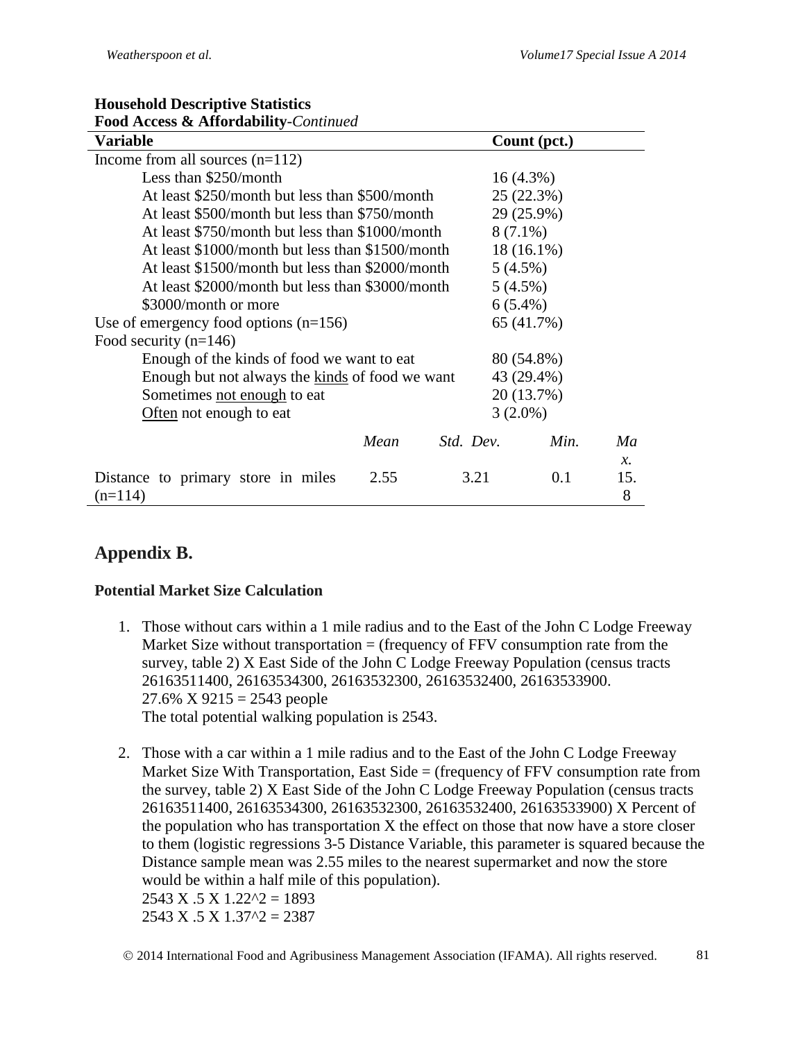**Household Descriptive Statistics**
**Food Access & Affordability**-*Continued*

| Variable | Count (pct.) |
|---|---|
| Income from all sources (n=112) | |
| Less than $250/month | 16 (4.3%) |
| At least $250/month but less than $500/month | 25 (22.3%) |
| At least $500/month but less than $750/month | 29 (25.9%) |
| At least $750/month but less than $1000/month | 8 (7.1%) |
| At least $1000/month but less than $1500/month | 18 (16.1%) |
| At least $1500/month but less than $2000/month | 5 (4.5%) |
| At least $2000/month but less than $3000/month | 5 (4.5%) |
| $3000/month or more | 6 (5.4%) |
| Use of emergency food options (n=156) | 65 (41.7%) |
| Food security (n=146) | |
| Enough of the kinds of food we want to eat | 80 (54.8%) |
| Enough but not always the kinds of food we want | 43 (29.4%) |
| Sometimes not enough to eat | 20 (13.7%) |
| Often not enough to eat | 3 (2.0%) |

| | *Mean* | *Std. Dev.* | *Min.* | *Max.* |
|---|---|---|---|---|
| Distance to primary store in miles (n=114) | 2.55 | 3.21 | 0.1 | 15.8 |

## Appendix B.

### Potential Market Size Calculation

1. Those without cars within a 1 mile radius and to the East of the John C Lodge Freeway
   Market Size without transportation = (frequency of FFV consumption rate from the survey, table 2) X East Side of the John C Lodge Freeway Population (census tracts 26163511400, 26163534300, 26163532300, 26163532400, 26163533900.
   27.6% X 9215 = 2543 people
   The total potential walking population is 2543.

2. Those with a car within a 1 mile radius and to the East of the John C Lodge Freeway
   Market Size With Transportation, East Side = (frequency of FFV consumption rate from the survey, table 2) X East Side of the John C Lodge Freeway Population (census tracts 26163511400, 26163534300, 26163532300, 26163532400, 26163533900) X Percent of the population who has transportation X the effect on those that now have a store closer to them (logistic regressions 3-5 Distance Variable, this parameter is squared because the Distance sample mean was 2.55 miles to the nearest supermarket and now the store would be within a half mile of this population).
   2543 X .5 X 1.22^2 = 1893
   2543 X .5 X 1.37^2 = 2387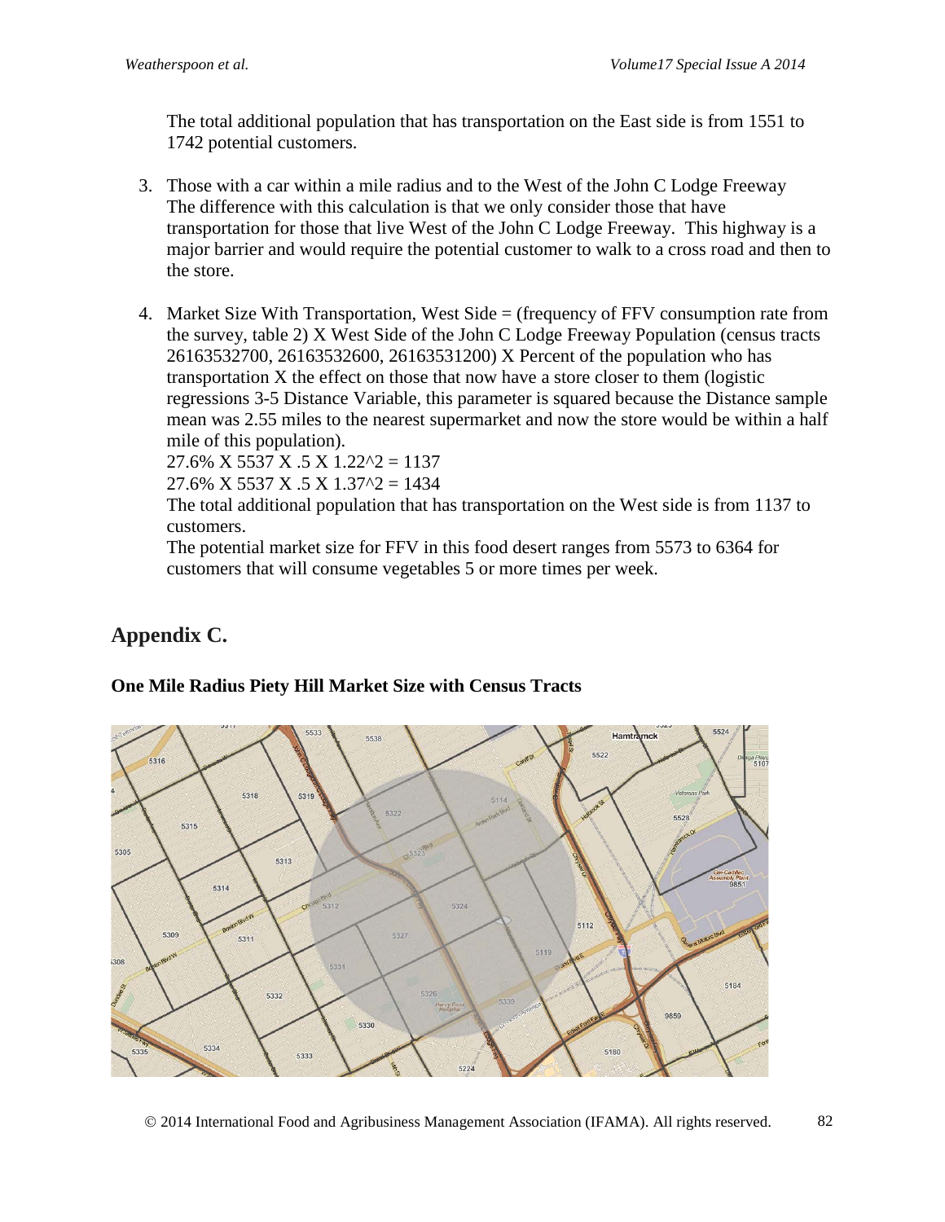The total additional population that has transportation on the East side is from 1551 to 1742 potential customers.

3. Those with a car within a mile radius and to the West of the John C Lodge Freeway
   The difference with this calculation is that we only consider those that have transportation for those that live West of the John C Lodge Freeway. This highway is a major barrier and would require the potential customer to walk to a cross road and then to the store.

4. Market Size With Transportation, West Side = (frequency of FFV consumption rate from the survey, table 2) X West Side of the John C Lodge Freeway Population (census tracts 26163532700, 26163532600, 26163531200) X Percent of the population who has transportation X the effect on those that now have a store closer to them (logistic regressions 3-5 Distance Variable, this parameter is squared because the Distance sample mean was 2.55 miles to the nearest supermarket and now the store would be within a half mile of this population).
   27.6% X 5537 X .5 X 1.22^2 = 1137
   27.6% X 5537 X .5 X 1.37^2 = 1434
   The total additional population that has transportation on the West side is from 1137 to customers.
   The potential market size for FFV in this food desert ranges from 5573 to 6364 for customers that will consume vegetables 5 or more times per week.

## Appendix C.

### One Mile Radius Piety Hill Market Size with Census Tracts